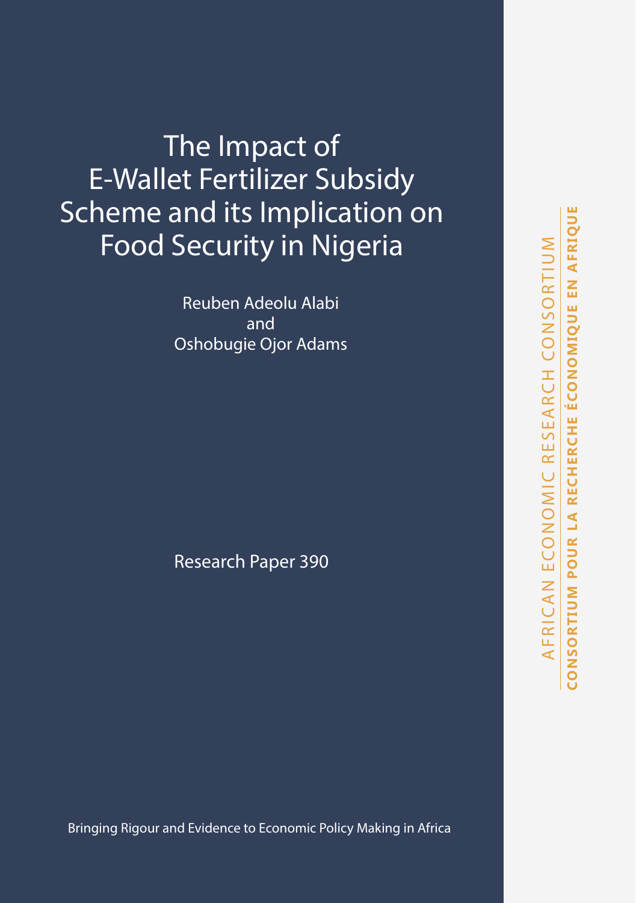# The Impact of E-Wallet Fertilizer Subsidy Scheme and its Implication on Food Security in Nigeria

Reuben Adeolu Alabi
and
Oshobugie Ojor Adams

Research Paper 390

Bringing Rigour and Evidence to Economic Policy Making in Africa

AFRICAN ECONOMIC RESEARCH CONSORTIUM

**CONSORTIUM POUR LA RECHERCHE ÉCONOMIQUE EN AFRIQUE**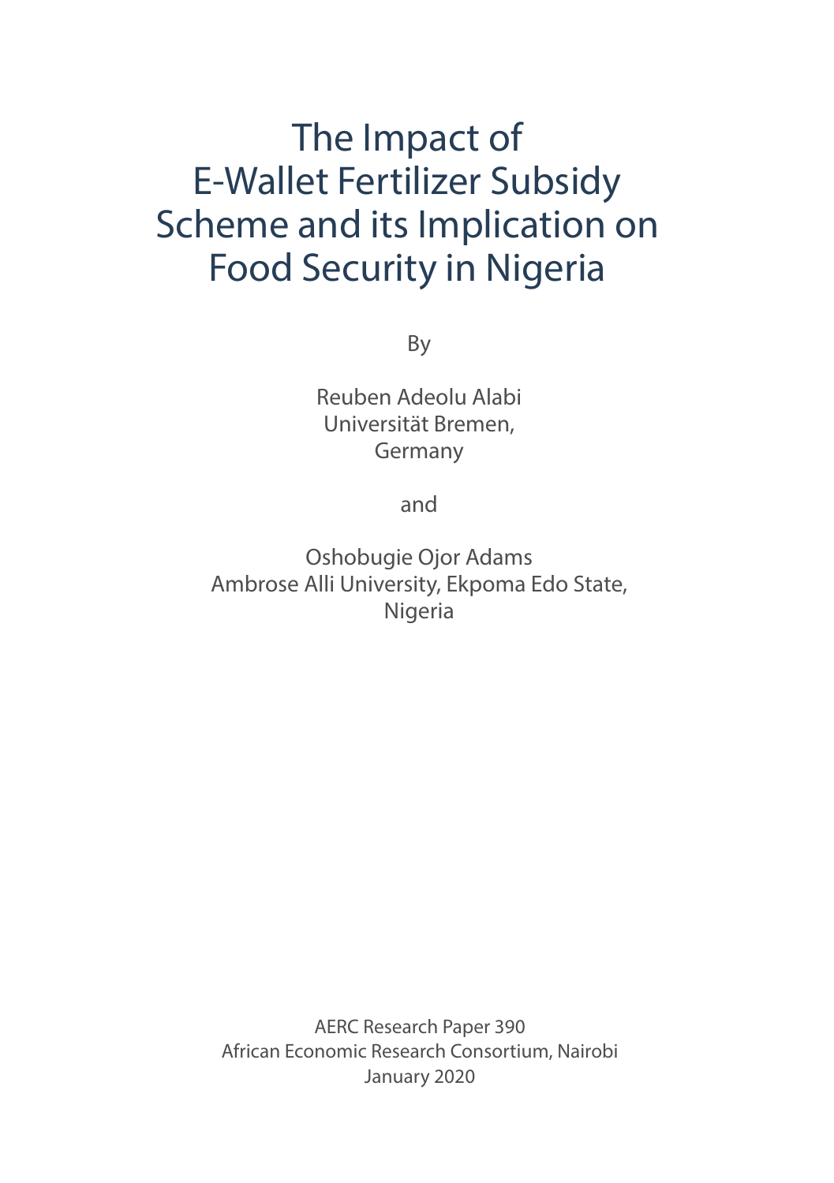# The Impact of E-Wallet Fertilizer Subsidy Scheme and its Implication on Food Security in Nigeria

By

Reuben Adeolu Alabi
Universität Bremen,
Germany

and

Oshobugie Ojor Adams
Ambrose Alli University, Ekpoma Edo State,
Nigeria

AERC Research Paper 390
African Economic Research Consortium, Nairobi
January 2020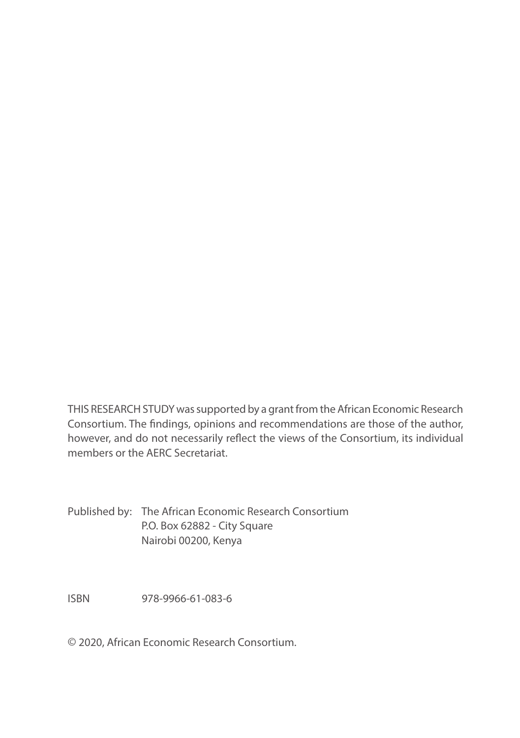THIS RESEARCH STUDY was supported by a grant from the African Economic Research Consortium. The findings, opinions and recommendations are those of the author, however, and do not necessarily reflect the views of the Consortium, its individual members or the AERC Secretariat.

Published by: The African Economic Research Consortium
P.O. Box 62882 - City Square
Nairobi 00200, Kenya

ISBN 978-9966-61-083-6

© 2020, African Economic Research Consortium.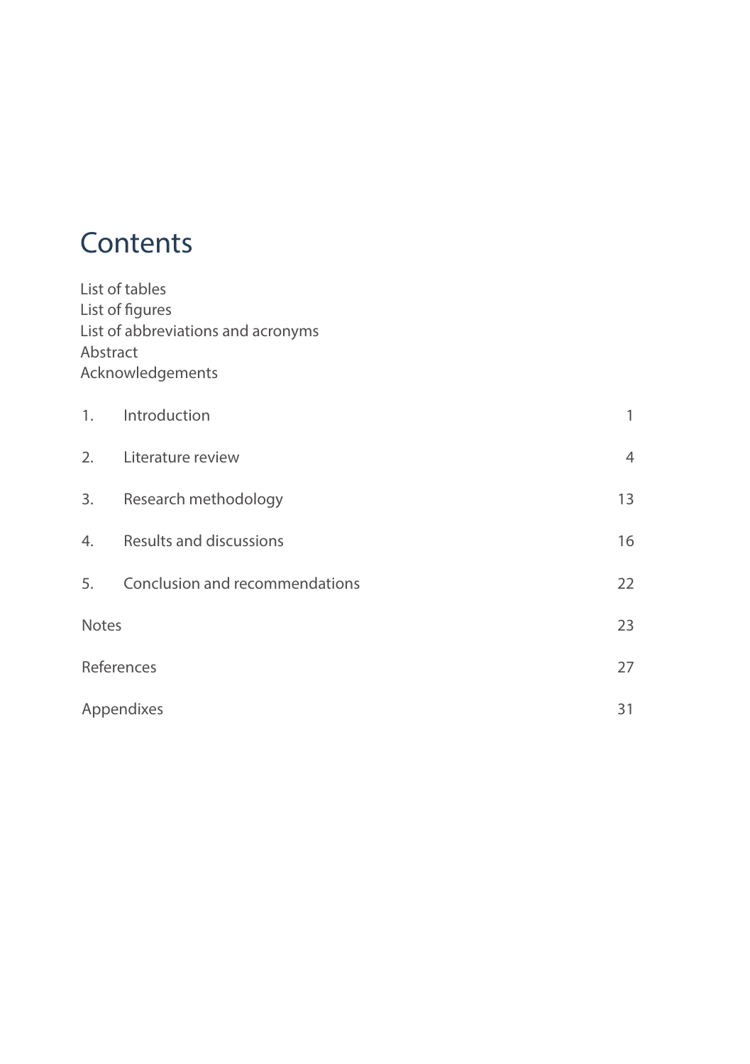# Contents

List of tables
List of figures
List of abbreviations and acronyms
Abstract
Acknowledgements

| | | |
|---|---|---|
| 1. | Introduction | 1 |
| 2. | Literature review | 4 |
| 3. | Research methodology | 13 |
| 4. | Results and discussions | 16 |
| 5. | Conclusion and recommendations | 22 |
| Notes | | 23 |
| References | | 27 |
| Appendixes | | 31 |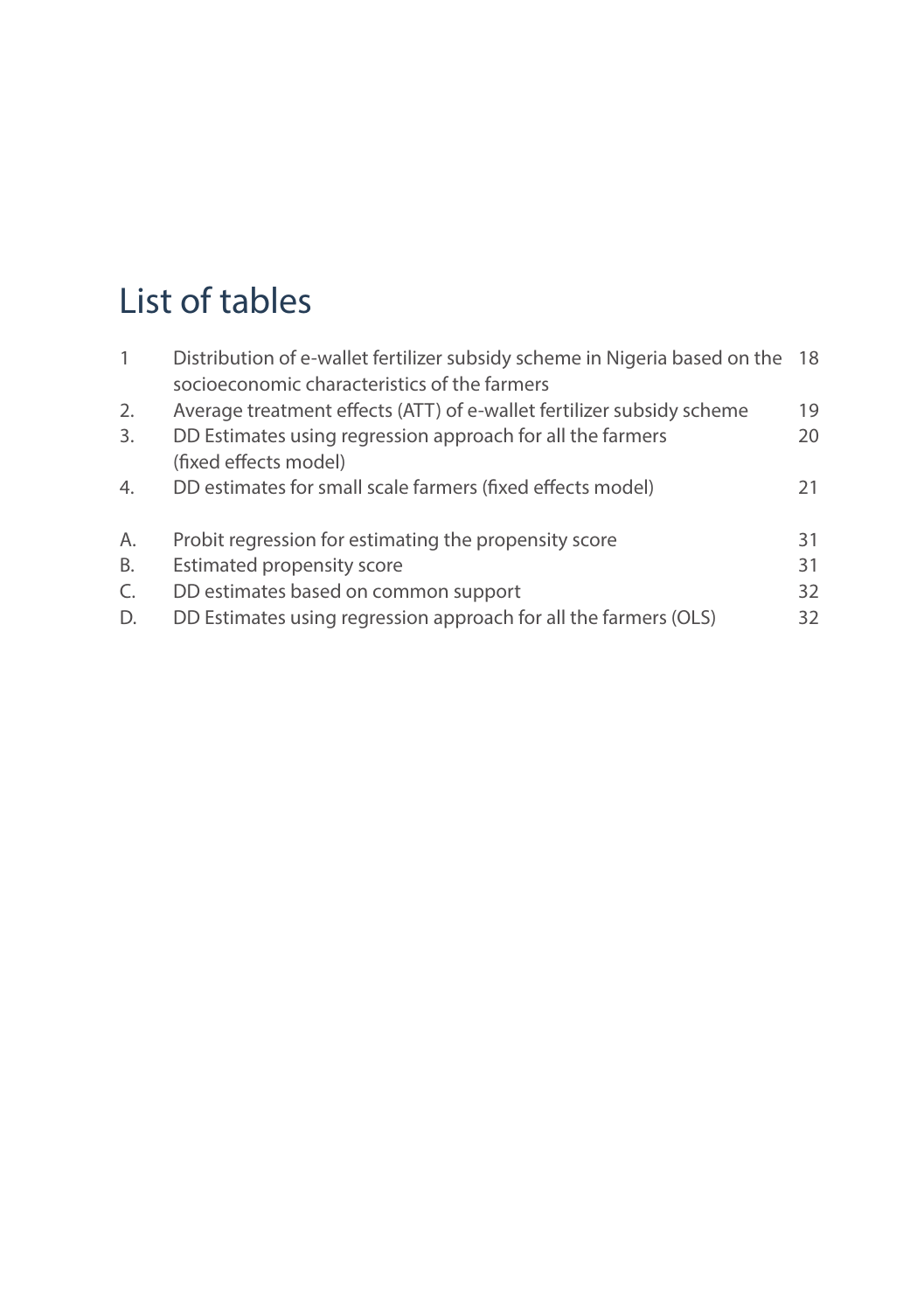# List of tables

| | | |
|---|---|---|
| 1 | Distribution of e-wallet fertilizer subsidy scheme in Nigeria based on the socioeconomic characteristics of the farmers | 18 |
| 2. | Average treatment effects (ATT) of e-wallet fertilizer subsidy scheme | 19 |
| 3. | DD Estimates using regression approach for all the farmers (fixed effects model) | 20 |
| 4. | DD estimates for small scale farmers (fixed effects model) | 21 |
| A. | Probit regression for estimating the propensity score | 31 |
| B. | Estimated propensity score | 31 |
| C. | DD estimates based on common support | 32 |
| D. | DD Estimates using regression approach for all the farmers (OLS) | 32 |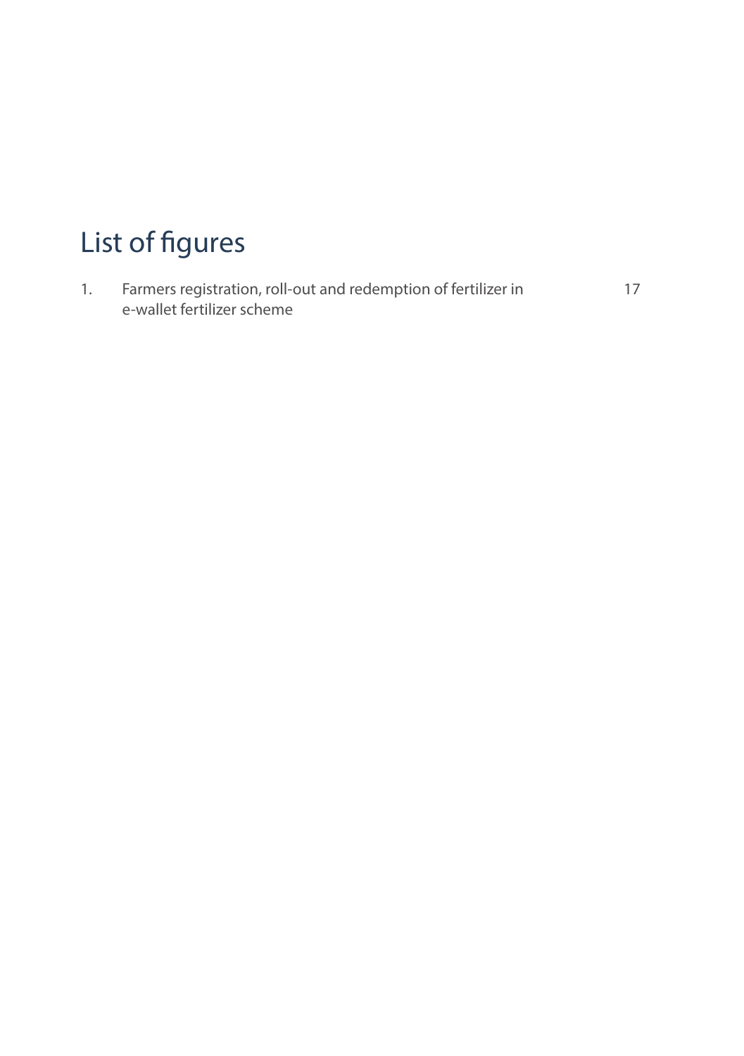# List of figures

1. Farmers registration, roll-out and redemption of fertilizer in e-wallet fertilizer scheme 17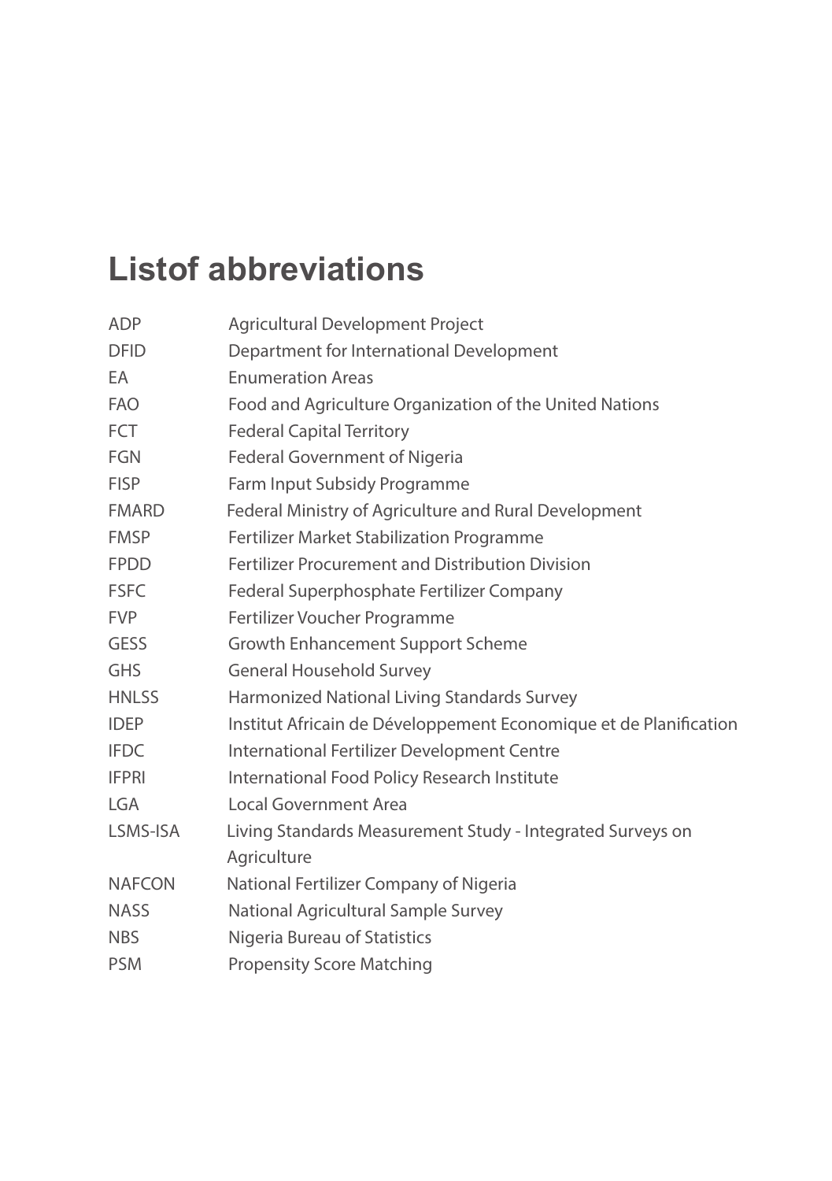# Listof abbreviations

| | |
|---|---|
| ADP | Agricultural Development Project |
| DFID | Department for International Development |
| EA | Enumeration Areas |
| FAO | Food and Agriculture Organization of the United Nations |
| FCT | Federal Capital Territory |
| FGN | Federal Government of Nigeria |
| FISP | Farm Input Subsidy Programme |
| FMARD | Federal Ministry of Agriculture and Rural Development |
| FMSP | Fertilizer Market Stabilization Programme |
| FPDD | Fertilizer Procurement and Distribution Division |
| FSFC | Federal Superphosphate Fertilizer Company |
| FVP | Fertilizer Voucher Programme |
| GESS | Growth Enhancement Support Scheme |
| GHS | General Household Survey |
| HNLSS | Harmonized National Living Standards Survey |
| IDEP | Institut Africain de Développement Economique et de Planification |
| IFDC | International Fertilizer Development Centre |
| IFPRI | International Food Policy Research Institute |
| LGA | Local Government Area |
| LSMS-ISA | Living Standards Measurement Study - Integrated Surveys on Agriculture |
| NAFCON | National Fertilizer Company of Nigeria |
| NASS | National Agricultural Sample Survey |
| NBS | Nigeria Bureau of Statistics |
| PSM | Propensity Score Matching |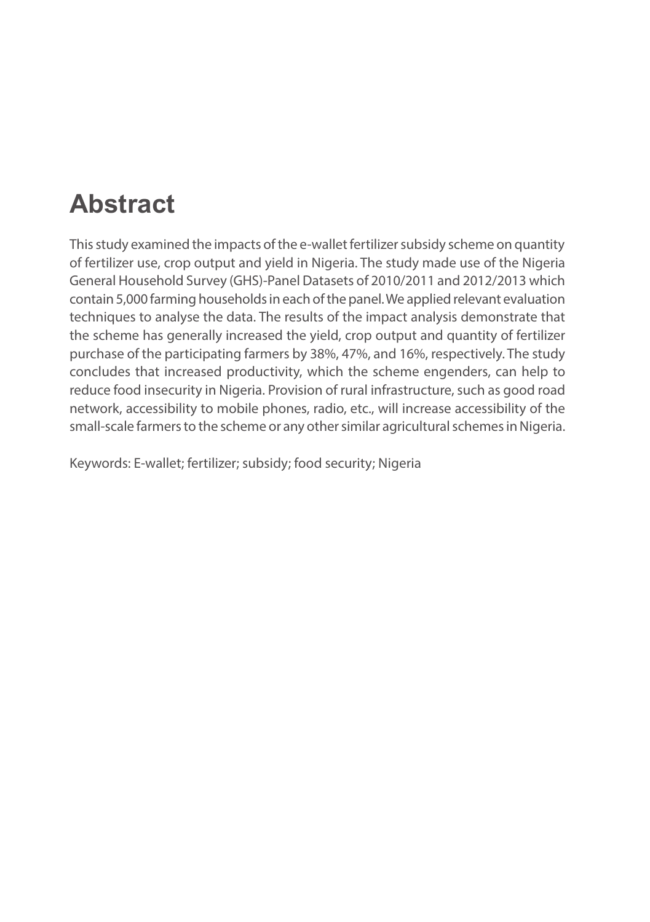# Abstract

This study examined the impacts of the e-wallet fertilizer subsidy scheme on quantity of fertilizer use, crop output and yield in Nigeria. The study made use of the Nigeria General Household Survey (GHS)-Panel Datasets of 2010/2011 and 2012/2013 which contain 5,000 farming households in each of the panel. We applied relevant evaluation techniques to analyse the data. The results of the impact analysis demonstrate that the scheme has generally increased the yield, crop output and quantity of fertilizer purchase of the participating farmers by 38%, 47%, and 16%, respectively. The study concludes that increased productivity, which the scheme engenders, can help to reduce food insecurity in Nigeria. Provision of rural infrastructure, such as good road network, accessibility to mobile phones, radio, etc., will increase accessibility of the small-scale farmers to the scheme or any other similar agricultural schemes in Nigeria.

Keywords: E-wallet; fertilizer; subsidy; food security; Nigeria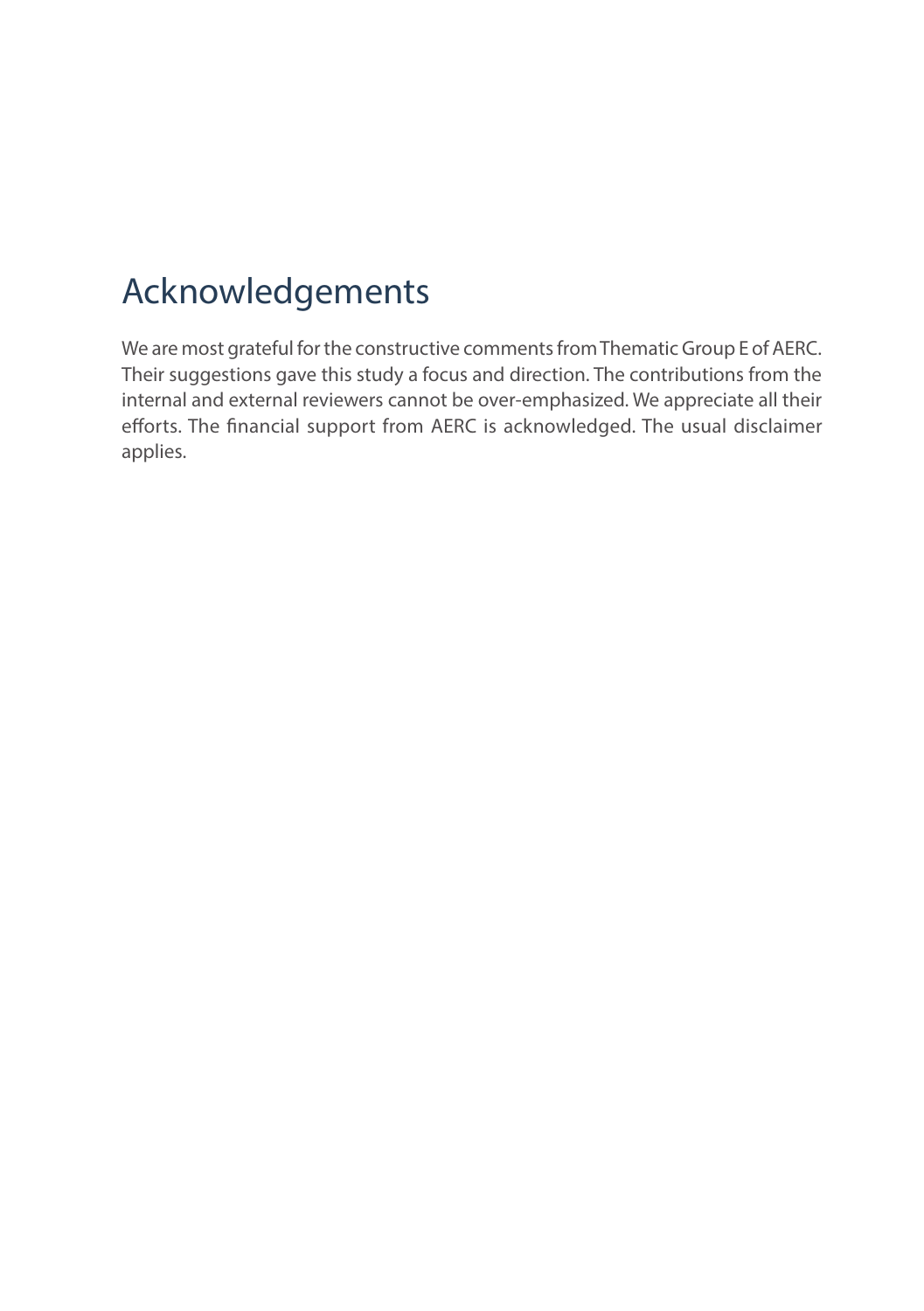# Acknowledgements

We are most grateful for the constructive comments from Thematic Group E of AERC. Their suggestions gave this study a focus and direction. The contributions from the internal and external reviewers cannot be over-emphasized. We appreciate all their efforts. The financial support from AERC is acknowledged. The usual disclaimer applies.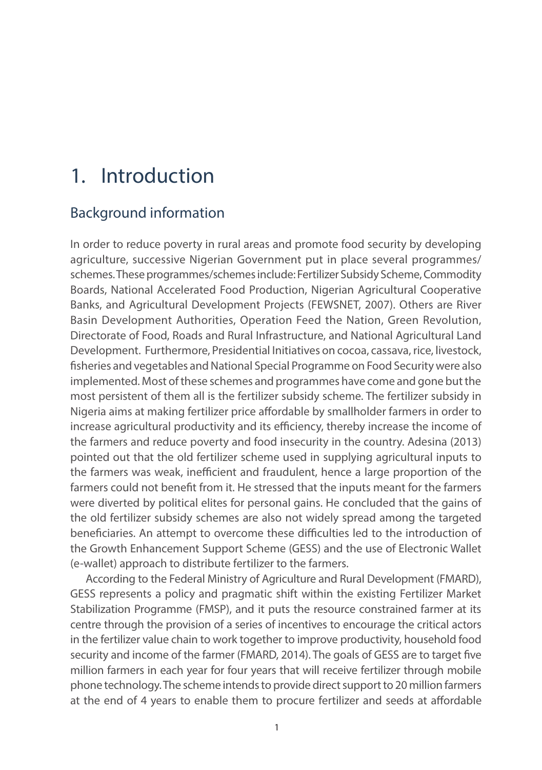# 1. Introduction

## Background information

In order to reduce poverty in rural areas and promote food security by developing agriculture, successive Nigerian Government put in place several programmes/ schemes. These programmes/schemes include: Fertilizer Subsidy Scheme, Commodity Boards, National Accelerated Food Production, Nigerian Agricultural Cooperative Banks, and Agricultural Development Projects (FEWSNET, 2007). Others are River Basin Development Authorities, Operation Feed the Nation, Green Revolution, Directorate of Food, Roads and Rural Infrastructure, and National Agricultural Land Development. Furthermore, Presidential Initiatives on cocoa, cassava, rice, livestock, fisheries and vegetables and National Special Programme on Food Security were also implemented. Most of these schemes and programmes have come and gone but the most persistent of them all is the fertilizer subsidy scheme. The fertilizer subsidy in Nigeria aims at making fertilizer price affordable by smallholder farmers in order to increase agricultural productivity and its efficiency, thereby increase the income of the farmers and reduce poverty and food insecurity in the country. Adesina (2013) pointed out that the old fertilizer scheme used in supplying agricultural inputs to the farmers was weak, inefficient and fraudulent, hence a large proportion of the farmers could not benefit from it. He stressed that the inputs meant for the farmers were diverted by political elites for personal gains. He concluded that the gains of the old fertilizer subsidy schemes are also not widely spread among the targeted beneficiaries. An attempt to overcome these difficulties led to the introduction of the Growth Enhancement Support Scheme (GESS) and the use of Electronic Wallet (e-wallet) approach to distribute fertilizer to the farmers.

According to the Federal Ministry of Agriculture and Rural Development (FMARD), GESS represents a policy and pragmatic shift within the existing Fertilizer Market Stabilization Programme (FMSP), and it puts the resource constrained farmer at its centre through the provision of a series of incentives to encourage the critical actors in the fertilizer value chain to work together to improve productivity, household food security and income of the farmer (FMARD, 2014). The goals of GESS are to target five million farmers in each year for four years that will receive fertilizer through mobile phone technology. The scheme intends to provide direct support to 20 million farmers at the end of 4 years to enable them to procure fertilizer and seeds at affordable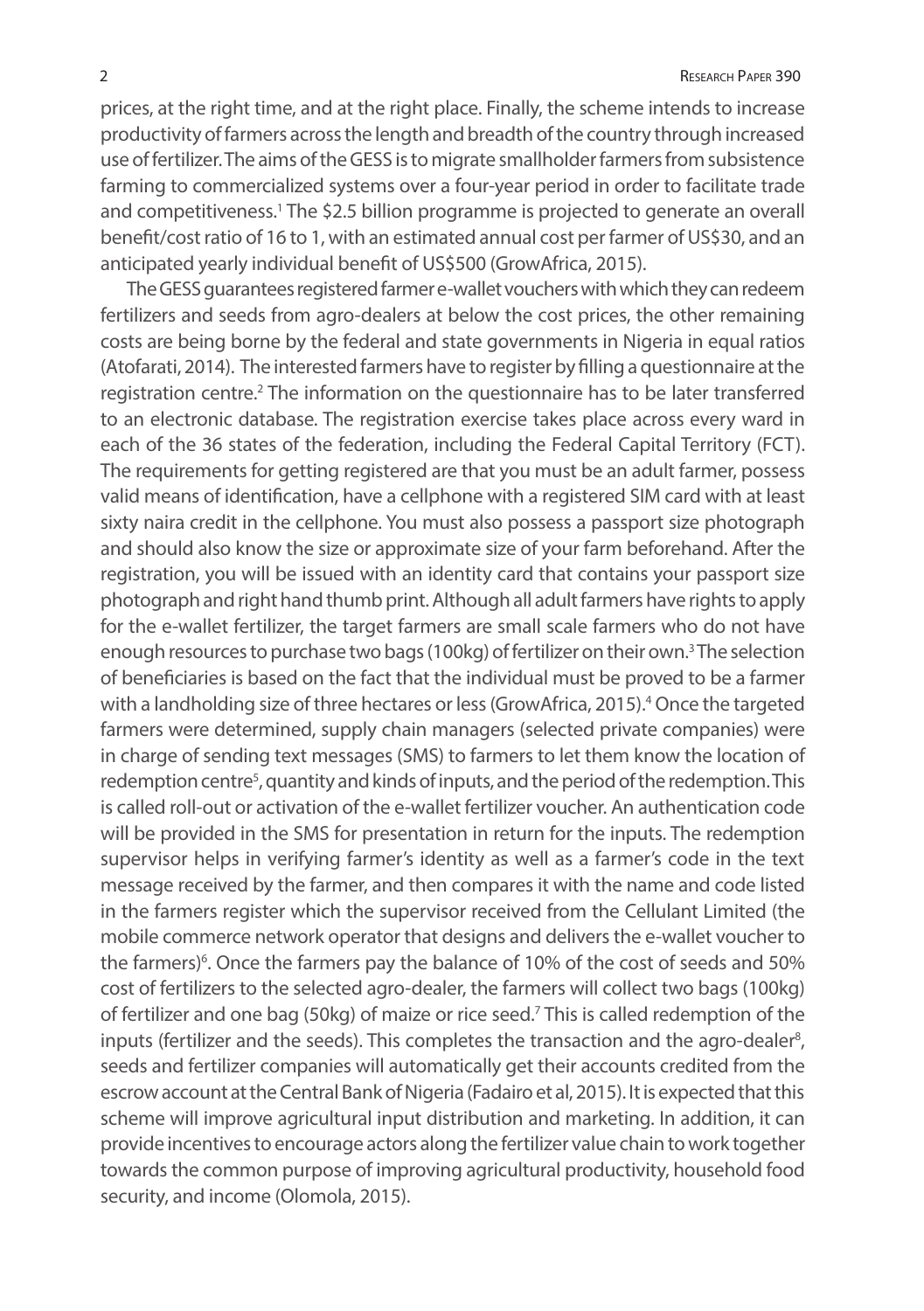prices, at the right time, and at the right place. Finally, the scheme intends to increase productivity of farmers across the length and breadth of the country through increased use of fertilizer. The aims of the GESS is to migrate smallholder farmers from subsistence farming to commercialized systems over a four-year period in order to facilitate trade and competitiveness.[1] The $2.5 billion programme is projected to generate an overall benefit/cost ratio of 16 to 1, with an estimated annual cost per farmer of US$30, and an anticipated yearly individual benefit of US$500 (GrowAfrica, 2015).

The GESS guarantees registered farmer e-wallet vouchers with which they can redeem fertilizers and seeds from agro-dealers at below the cost prices, the other remaining costs are being borne by the federal and state governments in Nigeria in equal ratios (Atofarati, 2014). The interested farmers have to register by filling a questionnaire at the registration centre.[2] The information on the questionnaire has to be later transferred to an electronic database. The registration exercise takes place across every ward in each of the 36 states of the federation, including the Federal Capital Territory (FCT). The requirements for getting registered are that you must be an adult farmer, possess valid means of identification, have a cellphone with a registered SIM card with at least sixty naira credit in the cellphone. You must also possess a passport size photograph and should also know the size or approximate size of your farm beforehand. After the registration, you will be issued with an identity card that contains your passport size photograph and right hand thumb print. Although all adult farmers have rights to apply for the e-wallet fertilizer, the target farmers are small scale farmers who do not have enough resources to purchase two bags (100kg) of fertilizer on their own.[3] The selection of beneficiaries is based on the fact that the individual must be proved to be a farmer with a landholding size of three hectares or less (GrowAfrica, 2015).[4] Once the targeted farmers were determined, supply chain managers (selected private companies) were in charge of sending text messages (SMS) to farmers to let them know the location of redemption centre[5], quantity and kinds of inputs, and the period of the redemption. This is called roll-out or activation of the e-wallet fertilizer voucher. An authentication code will be provided in the SMS for presentation in return for the inputs. The redemption supervisor helps in verifying farmer's identity as well as a farmer's code in the text message received by the farmer, and then compares it with the name and code listed in the farmers register which the supervisor received from the Cellulant Limited (the mobile commerce network operator that designs and delivers the e-wallet voucher to the farmers)[6]. Once the farmers pay the balance of 10% of the cost of seeds and 50% cost of fertilizers to the selected agro-dealer, the farmers will collect two bags (100kg) of fertilizer and one bag (50kg) of maize or rice seed.[7] This is called redemption of the inputs (fertilizer and the seeds). This completes the transaction and the agro-dealer[8], seeds and fertilizer companies will automatically get their accounts credited from the escrow account at the Central Bank of Nigeria (Fadairo et al, 2015). It is expected that this scheme will improve agricultural input distribution and marketing. In addition, it can provide incentives to encourage actors along the fertilizer value chain to work together towards the common purpose of improving agricultural productivity, household food security, and income (Olomola, 2015).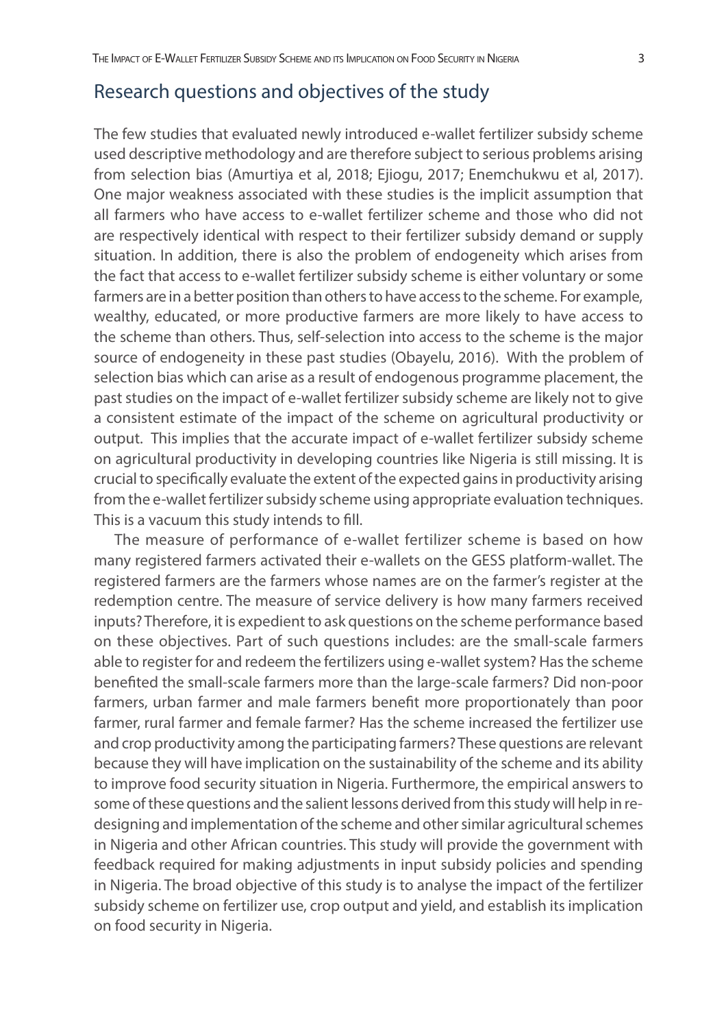## Research questions and objectives of the study

The few studies that evaluated newly introduced e-wallet fertilizer subsidy scheme used descriptive methodology and are therefore subject to serious problems arising from selection bias (Amurtiya et al, 2018; Ejiogu, 2017; Enemchukwu et al, 2017). One major weakness associated with these studies is the implicit assumption that all farmers who have access to e-wallet fertilizer scheme and those who did not are respectively identical with respect to their fertilizer subsidy demand or supply situation. In addition, there is also the problem of endogeneity which arises from the fact that access to e-wallet fertilizer subsidy scheme is either voluntary or some farmers are in a better position than others to have access to the scheme. For example, wealthy, educated, or more productive farmers are more likely to have access to the scheme than others. Thus, self-selection into access to the scheme is the major source of endogeneity in these past studies (Obayelu, 2016). With the problem of selection bias which can arise as a result of endogenous programme placement, the past studies on the impact of e-wallet fertilizer subsidy scheme are likely not to give a consistent estimate of the impact of the scheme on agricultural productivity or output. This implies that the accurate impact of e-wallet fertilizer subsidy scheme on agricultural productivity in developing countries like Nigeria is still missing. It is crucial to specifically evaluate the extent of the expected gains in productivity arising from the e-wallet fertilizer subsidy scheme using appropriate evaluation techniques. This is a vacuum this study intends to fill.

The measure of performance of e-wallet fertilizer scheme is based on how many registered farmers activated their e-wallets on the GESS platform-wallet. The registered farmers are the farmers whose names are on the farmer's register at the redemption centre. The measure of service delivery is how many farmers received inputs? Therefore, it is expedient to ask questions on the scheme performance based on these objectives. Part of such questions includes: are the small-scale farmers able to register for and redeem the fertilizers using e-wallet system? Has the scheme benefited the small-scale farmers more than the large-scale farmers? Did non-poor farmers, urban farmer and male farmers benefit more proportionately than poor farmer, rural farmer and female farmer? Has the scheme increased the fertilizer use and crop productivity among the participating farmers? These questions are relevant because they will have implication on the sustainability of the scheme and its ability to improve food security situation in Nigeria. Furthermore, the empirical answers to some of these questions and the salient lessons derived from this study will help in re-designing and implementation of the scheme and other similar agricultural schemes in Nigeria and other African countries. This study will provide the government with feedback required for making adjustments in input subsidy policies and spending in Nigeria. The broad objective of this study is to analyse the impact of the fertilizer subsidy scheme on fertilizer use, crop output and yield, and establish its implication on food security in Nigeria.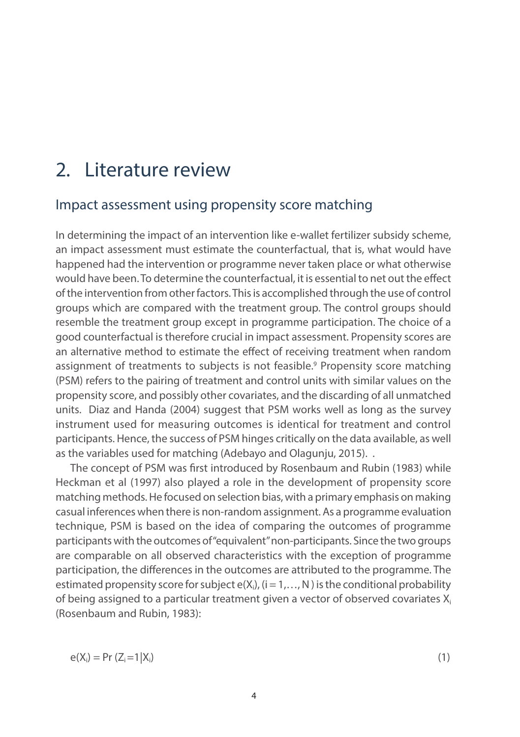# 2. Literature review

## Impact assessment using propensity score matching

In determining the impact of an intervention like e-wallet fertilizer subsidy scheme, an impact assessment must estimate the counterfactual, that is, what would have happened had the intervention or programme never taken place or what otherwise would have been. To determine the counterfactual, it is essential to net out the effect of the intervention from other factors. This is accomplished through the use of control groups which are compared with the treatment group. The control groups should resemble the treatment group except in programme participation. The choice of a good counterfactual is therefore crucial in impact assessment. Propensity scores are an alternative method to estimate the effect of receiving treatment when random assignment of treatments to subjects is not feasible.[9] Propensity score matching (PSM) refers to the pairing of treatment and control units with similar values on the propensity score, and possibly other covariates, and the discarding of all unmatched units. Diaz and Handa (2004) suggest that PSM works well as long as the survey instrument used for measuring outcomes is identical for treatment and control participants. Hence, the success of PSM hinges critically on the data available, as well as the variables used for matching (Adebayo and Olagunju, 2015). .

The concept of PSM was first introduced by Rosenbaum and Rubin (1983) while Heckman et al (1997) also played a role in the development of propensity score matching methods. He focused on selection bias, with a primary emphasis on making casual inferences when there is non-random assignment. As a programme evaluation technique, PSM is based on the idea of comparing the outcomes of programme participants with the outcomes of "equivalent" non-participants. Since the two groups are comparable on all observed characteristics with the exception of programme participation, the differences in the outcomes are attributed to the programme. The estimated propensity score for subject $e(X_i)$, $(i = 1,\ldots, N)$ is the conditional probability of being assigned to a particular treatment given a vector of observed covariates $X_i$ (Rosenbaum and Rubin, 1983):

$$e(X_i) = \Pr(Z_i = 1 | X_i) \qquad (1)$$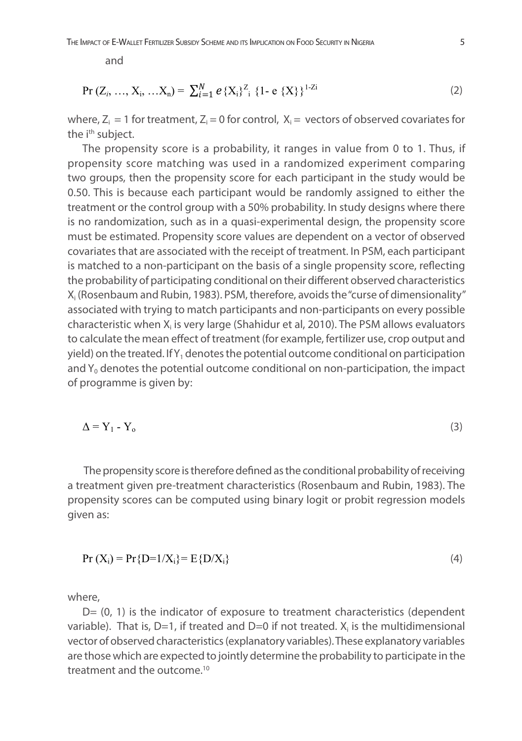and

$$\Pr(Z_i, \ldots, X_i, \ldots X_n) = \sum_{i=1}^{N} e\{X_i\}^{Z_i} \{1- e\{X\}\}^{1-Z_i} \tag{2}$$

where, $Z_i = 1$ for treatment, $Z_i = 0$ for control, $X_i =$ vectors of observed covariates for the $i^{th}$ subject.

The propensity score is a probability, it ranges in value from 0 to 1. Thus, if propensity score matching was used in a randomized experiment comparing two groups, then the propensity score for each participant in the study would be 0.50. This is because each participant would be randomly assigned to either the treatment or the control group with a 50% probability. In study designs where there is no randomization, such as in a quasi-experimental design, the propensity score must be estimated. Propensity score values are dependent on a vector of observed covariates that are associated with the receipt of treatment. In PSM, each participant is matched to a non-participant on the basis of a single propensity score, reflecting the probability of participating conditional on their different observed characteristics $X_i$ (Rosenbaum and Rubin, 1983). PSM, therefore, avoids the "curse of dimensionality" associated with trying to match participants and non-participants on every possible characteristic when $X_i$ is very large (Shahidur et al, 2010). The PSM allows evaluators to calculate the mean effect of treatment (for example, fertilizer use, crop output and yield) on the treated. If $Y_1$ denotes the potential outcome conditional on participation and $Y_0$ denotes the potential outcome conditional on non-participation, the impact of programme is given by:

$$\Delta = Y_1 - Y_o \tag{3}$$

The propensity score is therefore defined as the conditional probability of receiving a treatment given pre-treatment characteristics (Rosenbaum and Rubin, 1983). The propensity scores can be computed using binary logit or probit regression models given as:

$$\Pr(X_i) = \Pr\{D=1/X_i\} = E\{D/X_i\} \tag{4}$$

where,

D= (0, 1) is the indicator of exposure to treatment characteristics (dependent variable). That is, D=1, if treated and D=0 if not treated. $X_i$ is the multidimensional vector of observed characteristics (explanatory variables). These explanatory variables are those which are expected to jointly determine the probability to participate in the treatment and the outcome.[10]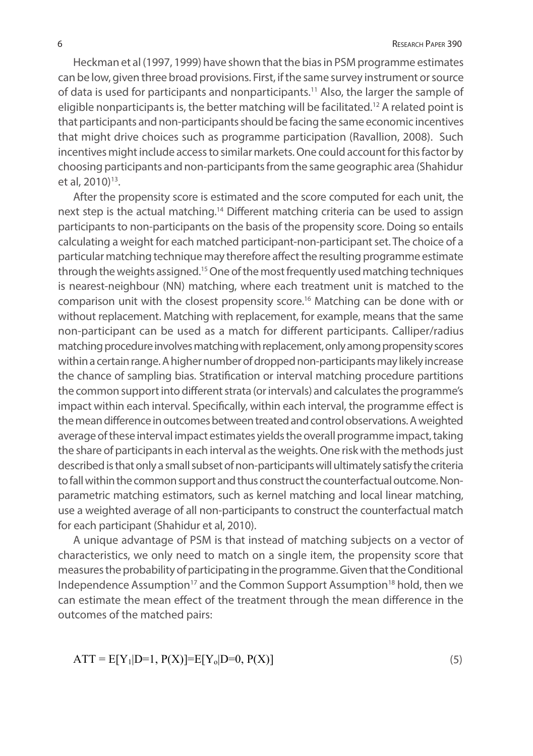Heckman et al (1997, 1999) have shown that the bias in PSM programme estimates can be low, given three broad provisions. First, if the same survey instrument or source of data is used for participants and nonparticipants.[11] Also, the larger the sample of eligible nonparticipants is, the better matching will be facilitated.[12] A related point is that participants and non-participants should be facing the same economic incentives that might drive choices such as programme participation (Ravallion, 2008). Such incentives might include access to similar markets. One could account for this factor by choosing participants and non-participants from the same geographic area (Shahidur et al, 2010)[13].

After the propensity score is estimated and the score computed for each unit, the next step is the actual matching.[14] Different matching criteria can be used to assign participants to non-participants on the basis of the propensity score. Doing so entails calculating a weight for each matched participant-non-participant set. The choice of a particular matching technique may therefore affect the resulting programme estimate through the weights assigned.[15] One of the most frequently used matching techniques is nearest-neighbour (NN) matching, where each treatment unit is matched to the comparison unit with the closest propensity score.[16] Matching can be done with or without replacement. Matching with replacement, for example, means that the same non-participant can be used as a match for different participants. Calliper/radius matching procedure involves matching with replacement, only among propensity scores within a certain range. A higher number of dropped non-participants may likely increase the chance of sampling bias. Stratification or interval matching procedure partitions the common support into different strata (or intervals) and calculates the programme's impact within each interval. Specifically, within each interval, the programme effect is the mean difference in outcomes between treated and control observations. A weighted average of these interval impact estimates yields the overall programme impact, taking the share of participants in each interval as the weights. One risk with the methods just described is that only a small subset of non-participants will ultimately satisfy the criteria to fall within the common support and thus construct the counterfactual outcome. Non-parametric matching estimators, such as kernel matching and local linear matching, use a weighted average of all non-participants to construct the counterfactual match for each participant (Shahidur et al, 2010).

A unique advantage of PSM is that instead of matching subjects on a vector of characteristics, we only need to match on a single item, the propensity score that measures the probability of participating in the programme. Given that the Conditional Independence Assumption[17] and the Common Support Assumption[18] hold, then we can estimate the mean effect of the treatment through the mean difference in the outcomes of the matched pairs:

$$ATT = E[Y_1|D=1, P(X)]=E[Y_o|D=0, P(X)] \tag{5}$$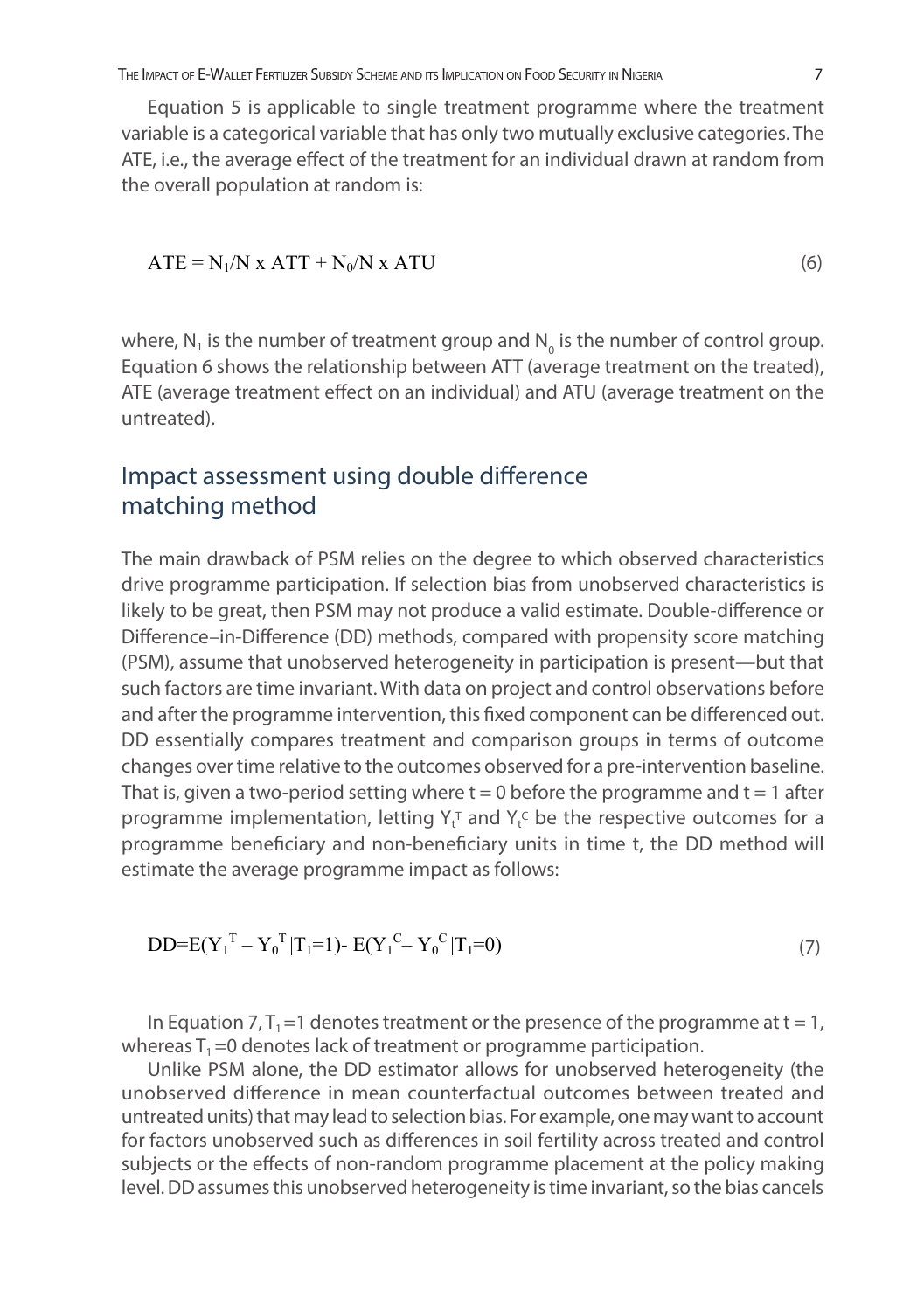Equation 5 is applicable to single treatment programme where the treatment variable is a categorical variable that has only two mutually exclusive categories. The ATE, i.e., the average effect of the treatment for an individual drawn at random from the overall population at random is:

$$ATE = N_1/N \times ATT + N_0/N \times ATU \tag{6}$$

where, $N_1$ is the number of treatment group and $N_0$ is the number of control group. Equation 6 shows the relationship between ATT (average treatment on the treated), ATE (average treatment effect on an individual) and ATU (average treatment on the untreated).

## Impact assessment using double difference matching method

The main drawback of PSM relies on the degree to which observed characteristics drive programme participation. If selection bias from unobserved characteristics is likely to be great, then PSM may not produce a valid estimate. Double-difference or Difference–in-Difference (DD) methods, compared with propensity score matching (PSM), assume that unobserved heterogeneity in participation is present—but that such factors are time invariant. With data on project and control observations before and after the programme intervention, this fixed component can be differenced out. DD essentially compares treatment and comparison groups in terms of outcome changes over time relative to the outcomes observed for a pre-intervention baseline. That is, given a two-period setting where t = 0 before the programme and t = 1 after programme implementation, letting $Y_t^T$ and $Y_t^C$ be the respective outcomes for a programme beneficiary and non-beneficiary units in time t, the DD method will estimate the average programme impact as follows:

$$DD = E(Y_1^T - Y_0^T | T_1 = 1) - E(Y_1^C - Y_0^C | T_1 = 0) \tag{7}$$

In Equation 7, $T_1 = 1$ denotes treatment or the presence of the programme at t = 1, whereas $T_1 = 0$ denotes lack of treatment or programme participation.

Unlike PSM alone, the DD estimator allows for unobserved heterogeneity (the unobserved difference in mean counterfactual outcomes between treated and untreated units) that may lead to selection bias. For example, one may want to account for factors unobserved such as differences in soil fertility across treated and control subjects or the effects of non-random programme placement at the policy making level. DD assumes this unobserved heterogeneity is time invariant, so the bias cancels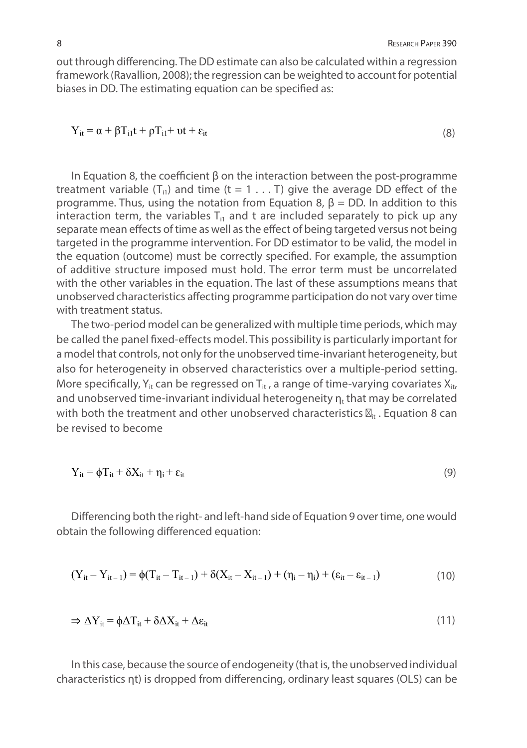out through differencing. The DD estimate can also be calculated within a regression framework (Ravallion, 2008); the regression can be weighted to account for potential biases in DD. The estimating equation can be specified as:

$$Y_{it} = \alpha + \beta T_{i1}t + \rho T_{i1} + \upsilon t + \varepsilon_{it} \tag{8}$$

In Equation 8, the coefficient β on the interaction between the post-programme treatment variable ($T_{i1}$) and time ($t = 1 \ldots T$) give the average DD effect of the programme. Thus, using the notation from Equation 8, $\beta = DD$. In addition to this interaction term, the variables $T_{i1}$ and t are included separately to pick up any separate mean effects of time as well as the effect of being targeted versus not being targeted in the programme intervention. For DD estimator to be valid, the model in the equation (outcome) must be correctly specified. For example, the assumption of additive structure imposed must hold. The error term must be uncorrelated with the other variables in the equation. The last of these assumptions means that unobserved characteristics affecting programme participation do not vary over time with treatment status.

The two-period model can be generalized with multiple time periods, which may be called the panel fixed-effects model. This possibility is particularly important for a model that controls, not only for the unobserved time-invariant heterogeneity, but also for heterogeneity in observed characteristics over a multiple-period setting. More specifically, $Y_{it}$ can be regressed on $T_{it}$, a range of time-varying covariates $X_{it}$, and unobserved time-invariant individual heterogeneity $\eta_t$ that may be correlated with both the treatment and other unobserved characteristics $\varepsilon_{it}$. Equation 8 can be revised to become

$$Y_{it} = \phi T_{it} + \delta X_{it} + \eta_i + \varepsilon_{it} \tag{9}$$

Differencing both the right- and left-hand side of Equation 9 over time, one would obtain the following differenced equation:

$$(Y_{it} - Y_{it-1}) = \phi(T_{it} - T_{it-1}) + \delta(X_{it} - X_{it-1}) + (\eta_i - \eta_i) + (\varepsilon_{it} - \varepsilon_{it-1}) \tag{10}$$

$$\Rightarrow \Delta Y_{it} = \phi \Delta T_{it} + \delta \Delta X_{it} + \Delta \varepsilon_{it} \tag{11}$$

In this case, because the source of endogeneity (that is, the unobserved individual characteristics ηt) is dropped from differencing, ordinary least squares (OLS) can be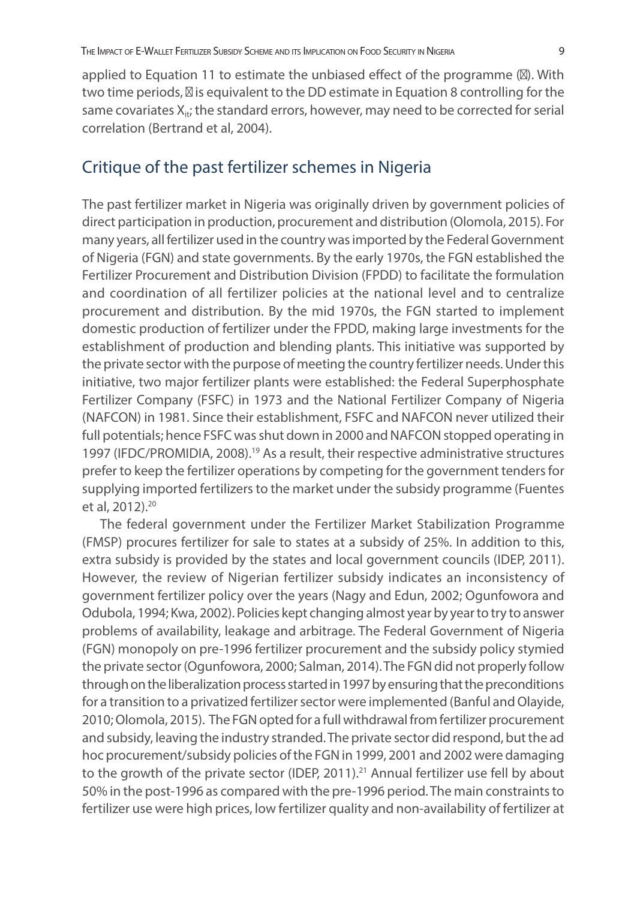applied to Equation 11 to estimate the unbiased effect of the programme (). With two time periods,  is equivalent to the DD estimate in Equation 8 controlling for the same covariates $X_{it}$; the standard errors, however, may need to be corrected for serial correlation (Bertrand et al, 2004).

## Critique of the past fertilizer schemes in Nigeria

The past fertilizer market in Nigeria was originally driven by government policies of direct participation in production, procurement and distribution (Olomola, 2015). For many years, all fertilizer used in the country was imported by the Federal Government of Nigeria (FGN) and state governments. By the early 1970s, the FGN established the Fertilizer Procurement and Distribution Division (FPDD) to facilitate the formulation and coordination of all fertilizer policies at the national level and to centralize procurement and distribution. By the mid 1970s, the FGN started to implement domestic production of fertilizer under the FPDD, making large investments for the establishment of production and blending plants. This initiative was supported by the private sector with the purpose of meeting the country fertilizer needs. Under this initiative, two major fertilizer plants were established: the Federal Superphosphate Fertilizer Company (FSFC) in 1973 and the National Fertilizer Company of Nigeria (NAFCON) in 1981. Since their establishment, FSFC and NAFCON never utilized their full potentials; hence FSFC was shut down in 2000 and NAFCON stopped operating in 1997 (IFDC/PROMIDIA, 2008).[19] As a result, their respective administrative structures prefer to keep the fertilizer operations by competing for the government tenders for supplying imported fertilizers to the market under the subsidy programme (Fuentes et al, 2012).[20]

The federal government under the Fertilizer Market Stabilization Programme (FMSP) procures fertilizer for sale to states at a subsidy of 25%. In addition to this, extra subsidy is provided by the states and local government councils (IDEP, 2011). However, the review of Nigerian fertilizer subsidy indicates an inconsistency of government fertilizer policy over the years (Nagy and Edun, 2002; Ogunfowora and Odubola, 1994; Kwa, 2002). Policies kept changing almost year by year to try to answer problems of availability, leakage and arbitrage. The Federal Government of Nigeria (FGN) monopoly on pre-1996 fertilizer procurement and the subsidy policy stymied the private sector (Ogunfowora, 2000; Salman, 2014). The FGN did not properly follow through on the liberalization process started in 1997 by ensuring that the preconditions for a transition to a privatized fertilizer sector were implemented (Banful and Olayide, 2010; Olomola, 2015). The FGN opted for a full withdrawal from fertilizer procurement and subsidy, leaving the industry stranded. The private sector did respond, but the ad hoc procurement/subsidy policies of the FGN in 1999, 2001 and 2002 were damaging to the growth of the private sector (IDEP, 2011).[21] Annual fertilizer use fell by about 50% in the post-1996 as compared with the pre-1996 period. The main constraints to fertilizer use were high prices, low fertilizer quality and non-availability of fertilizer at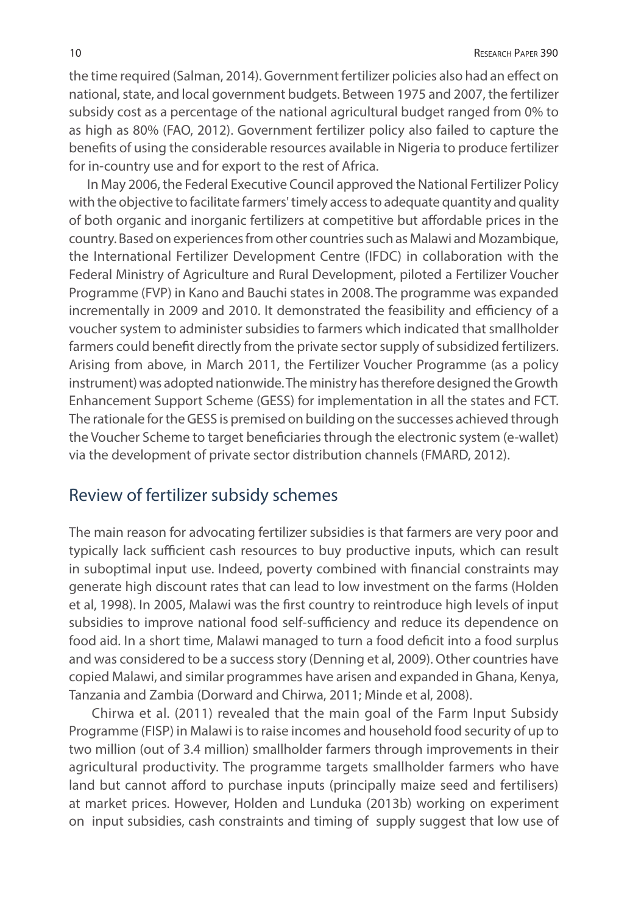the time required (Salman, 2014). Government fertilizer policies also had an effect on national, state, and local government budgets. Between 1975 and 2007, the fertilizer subsidy cost as a percentage of the national agricultural budget ranged from 0% to as high as 80% (FAO, 2012). Government fertilizer policy also failed to capture the benefits of using the considerable resources available in Nigeria to produce fertilizer for in-country use and for export to the rest of Africa.

In May 2006, the Federal Executive Council approved the National Fertilizer Policy with the objective to facilitate farmers' timely access to adequate quantity and quality of both organic and inorganic fertilizers at competitive but affordable prices in the country. Based on experiences from other countries such as Malawi and Mozambique, the International Fertilizer Development Centre (IFDC) in collaboration with the Federal Ministry of Agriculture and Rural Development, piloted a Fertilizer Voucher Programme (FVP) in Kano and Bauchi states in 2008. The programme was expanded incrementally in 2009 and 2010. It demonstrated the feasibility and efficiency of a voucher system to administer subsidies to farmers which indicated that smallholder farmers could benefit directly from the private sector supply of subsidized fertilizers. Arising from above, in March 2011, the Fertilizer Voucher Programme (as a policy instrument) was adopted nationwide. The ministry has therefore designed the Growth Enhancement Support Scheme (GESS) for implementation in all the states and FCT. The rationale for the GESS is premised on building on the successes achieved through the Voucher Scheme to target beneficiaries through the electronic system (e-wallet) via the development of private sector distribution channels (FMARD, 2012).

## Review of fertilizer subsidy schemes

The main reason for advocating fertilizer subsidies is that farmers are very poor and typically lack sufficient cash resources to buy productive inputs, which can result in suboptimal input use. Indeed, poverty combined with financial constraints may generate high discount rates that can lead to low investment on the farms (Holden et al, 1998). In 2005, Malawi was the first country to reintroduce high levels of input subsidies to improve national food self-sufficiency and reduce its dependence on food aid. In a short time, Malawi managed to turn a food deficit into a food surplus and was considered to be a success story (Denning et al, 2009). Other countries have copied Malawi, and similar programmes have arisen and expanded in Ghana, Kenya, Tanzania and Zambia (Dorward and Chirwa, 2011; Minde et al, 2008).

Chirwa et al. (2011) revealed that the main goal of the Farm Input Subsidy Programme (FISP) in Malawi is to raise incomes and household food security of up to two million (out of 3.4 million) smallholder farmers through improvements in their agricultural productivity. The programme targets smallholder farmers who have land but cannot afford to purchase inputs (principally maize seed and fertilisers) at market prices. However, Holden and Lunduka (2013b) working on experiment on input subsidies, cash constraints and timing of supply suggest that low use of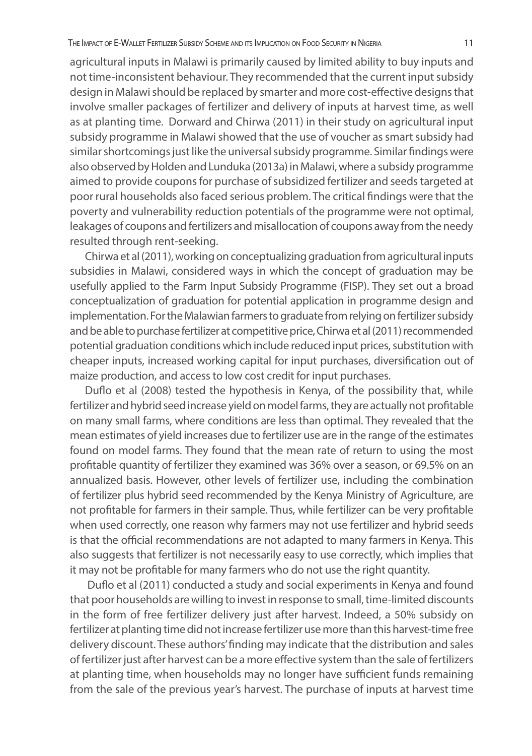agricultural inputs in Malawi is primarily caused by limited ability to buy inputs and not time-inconsistent behaviour. They recommended that the current input subsidy design in Malawi should be replaced by smarter and more cost-effective designs that involve smaller packages of fertilizer and delivery of inputs at harvest time, as well as at planting time. Dorward and Chirwa (2011) in their study on agricultural input subsidy programme in Malawi showed that the use of voucher as smart subsidy had similar shortcomings just like the universal subsidy programme. Similar findings were also observed by Holden and Lunduka (2013a) in Malawi, where a subsidy programme aimed to provide coupons for purchase of subsidized fertilizer and seeds targeted at poor rural households also faced serious problem. The critical findings were that the poverty and vulnerability reduction potentials of the programme were not optimal, leakages of coupons and fertilizers and misallocation of coupons away from the needy resulted through rent-seeking.

Chirwa et al (2011), working on conceptualizing graduation from agricultural inputs subsidies in Malawi, considered ways in which the concept of graduation may be usefully applied to the Farm Input Subsidy Programme (FISP). They set out a broad conceptualization of graduation for potential application in programme design and implementation. For the Malawian farmers to graduate from relying on fertilizer subsidy and be able to purchase fertilizer at competitive price, Chirwa et al (2011) recommended potential graduation conditions which include reduced input prices, substitution with cheaper inputs, increased working capital for input purchases, diversification out of maize production, and access to low cost credit for input purchases.

Duflo et al (2008) tested the hypothesis in Kenya, of the possibility that, while fertilizer and hybrid seed increase yield on model farms, they are actually not profitable on many small farms, where conditions are less than optimal. They revealed that the mean estimates of yield increases due to fertilizer use are in the range of the estimates found on model farms. They found that the mean rate of return to using the most profitable quantity of fertilizer they examined was 36% over a season, or 69.5% on an annualized basis. However, other levels of fertilizer use, including the combination of fertilizer plus hybrid seed recommended by the Kenya Ministry of Agriculture, are not profitable for farmers in their sample. Thus, while fertilizer can be very profitable when used correctly, one reason why farmers may not use fertilizer and hybrid seeds is that the official recommendations are not adapted to many farmers in Kenya. This also suggests that fertilizer is not necessarily easy to use correctly, which implies that it may not be profitable for many farmers who do not use the right quantity.

Duflo et al (2011) conducted a study and social experiments in Kenya and found that poor households are willing to invest in response to small, time-limited discounts in the form of free fertilizer delivery just after harvest. Indeed, a 50% subsidy on fertilizer at planting time did not increase fertilizer use more than this harvest-time free delivery discount. These authors' finding may indicate that the distribution and sales of fertilizer just after harvest can be a more effective system than the sale of fertilizers at planting time, when households may no longer have sufficient funds remaining from the sale of the previous year's harvest. The purchase of inputs at harvest time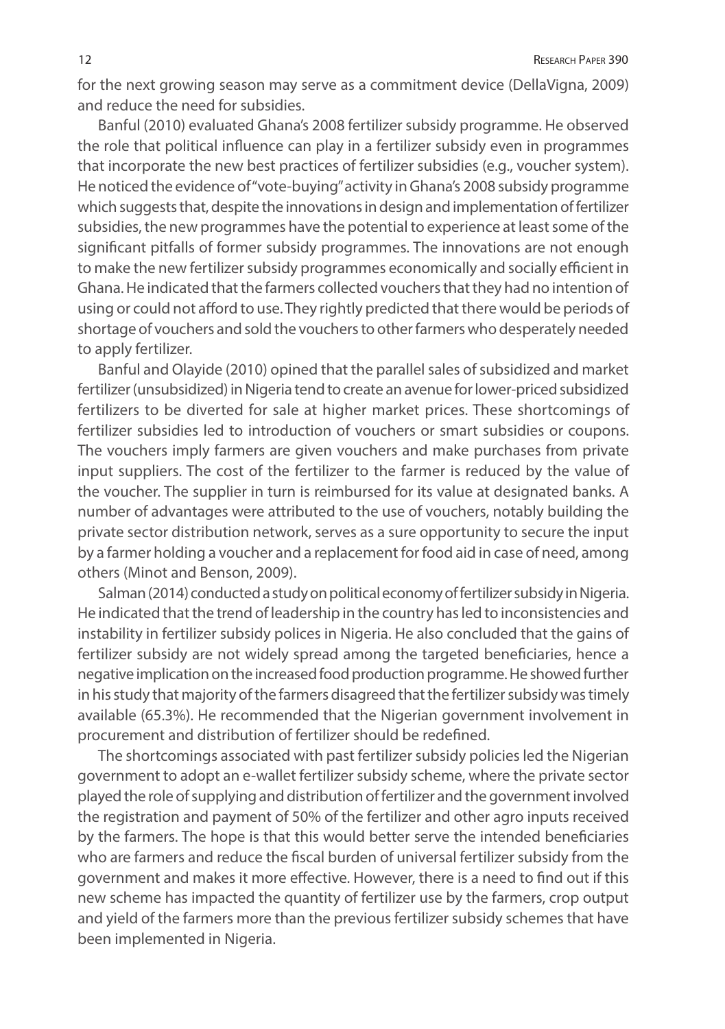for the next growing season may serve as a commitment device (DellaVigna, 2009) and reduce the need for subsidies.

Banful (2010) evaluated Ghana's 2008 fertilizer subsidy programme. He observed the role that political influence can play in a fertilizer subsidy even in programmes that incorporate the new best practices of fertilizer subsidies (e.g., voucher system). He noticed the evidence of "vote-buying" activity in Ghana's 2008 subsidy programme which suggests that, despite the innovations in design and implementation of fertilizer subsidies, the new programmes have the potential to experience at least some of the significant pitfalls of former subsidy programmes. The innovations are not enough to make the new fertilizer subsidy programmes economically and socially efficient in Ghana. He indicated that the farmers collected vouchers that they had no intention of using or could not afford to use. They rightly predicted that there would be periods of shortage of vouchers and sold the vouchers to other farmers who desperately needed to apply fertilizer.

Banful and Olayide (2010) opined that the parallel sales of subsidized and market fertilizer (unsubsidized) in Nigeria tend to create an avenue for lower-priced subsidized fertilizers to be diverted for sale at higher market prices. These shortcomings of fertilizer subsidies led to introduction of vouchers or smart subsidies or coupons. The vouchers imply farmers are given vouchers and make purchases from private input suppliers. The cost of the fertilizer to the farmer is reduced by the value of the voucher. The supplier in turn is reimbursed for its value at designated banks. A number of advantages were attributed to the use of vouchers, notably building the private sector distribution network, serves as a sure opportunity to secure the input by a farmer holding a voucher and a replacement for food aid in case of need, among others (Minot and Benson, 2009).

Salman (2014) conducted a study on political economy of fertilizer subsidy in Nigeria. He indicated that the trend of leadership in the country has led to inconsistencies and instability in fertilizer subsidy polices in Nigeria. He also concluded that the gains of fertilizer subsidy are not widely spread among the targeted beneficiaries, hence a negative implication on the increased food production programme. He showed further in his study that majority of the farmers disagreed that the fertilizer subsidy was timely available (65.3%). He recommended that the Nigerian government involvement in procurement and distribution of fertilizer should be redefined.

The shortcomings associated with past fertilizer subsidy policies led the Nigerian government to adopt an e-wallet fertilizer subsidy scheme, where the private sector played the role of supplying and distribution of fertilizer and the government involved the registration and payment of 50% of the fertilizer and other agro inputs received by the farmers. The hope is that this would better serve the intended beneficiaries who are farmers and reduce the fiscal burden of universal fertilizer subsidy from the government and makes it more effective. However, there is a need to find out if this new scheme has impacted the quantity of fertilizer use by the farmers, crop output and yield of the farmers more than the previous fertilizer subsidy schemes that have been implemented in Nigeria.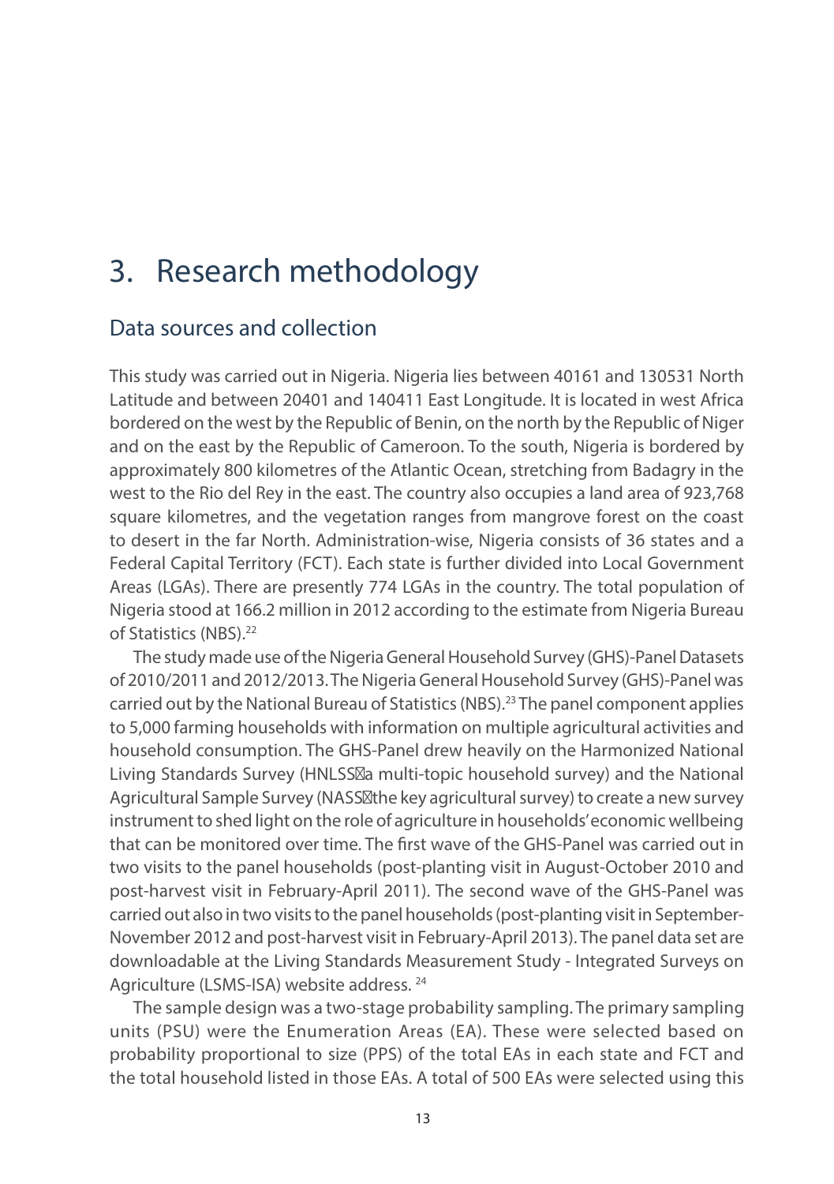# 3. Research methodology

## Data sources and collection

This study was carried out in Nigeria. Nigeria lies between 40161 and 130531 North Latitude and between 20401 and 140411 East Longitude. It is located in west Africa bordered on the west by the Republic of Benin, on the north by the Republic of Niger and on the east by the Republic of Cameroon. To the south, Nigeria is bordered by approximately 800 kilometres of the Atlantic Ocean, stretching from Badagry in the west to the Rio del Rey in the east. The country also occupies a land area of 923,768 square kilometres, and the vegetation ranges from mangrove forest on the coast to desert in the far North. Administration-wise, Nigeria consists of 36 states and a Federal Capital Territory (FCT). Each state is further divided into Local Government Areas (LGAs). There are presently 774 LGAs in the country. The total population of Nigeria stood at 166.2 million in 2012 according to the estimate from Nigeria Bureau of Statistics (NBS).[22]

The study made use of the Nigeria General Household Survey (GHS)-Panel Datasets of 2010/2011 and 2012/2013. The Nigeria General Household Survey (GHS)-Panel was carried out by the National Bureau of Statistics (NBS).[23] The panel component applies to 5,000 farming households with information on multiple agricultural activities and household consumption. The GHS-Panel drew heavily on the Harmonized National Living Standards Survey (HNLSS–a multi-topic household survey) and the National Agricultural Sample Survey (NASS–the key agricultural survey) to create a new survey instrument to shed light on the role of agriculture in households' economic wellbeing that can be monitored over time. The first wave of the GHS-Panel was carried out in two visits to the panel households (post-planting visit in August-October 2010 and post-harvest visit in February-April 2011). The second wave of the GHS-Panel was carried out also in two visits to the panel households (post-planting visit in September-November 2012 and post-harvest visit in February-April 2013). The panel data set are downloadable at the Living Standards Measurement Study - Integrated Surveys on Agriculture (LSMS-ISA) website address. [24]

The sample design was a two-stage probability sampling. The primary sampling units (PSU) were the Enumeration Areas (EA). These were selected based on probability proportional to size (PPS) of the total EAs in each state and FCT and the total household listed in those EAs. A total of 500 EAs were selected using this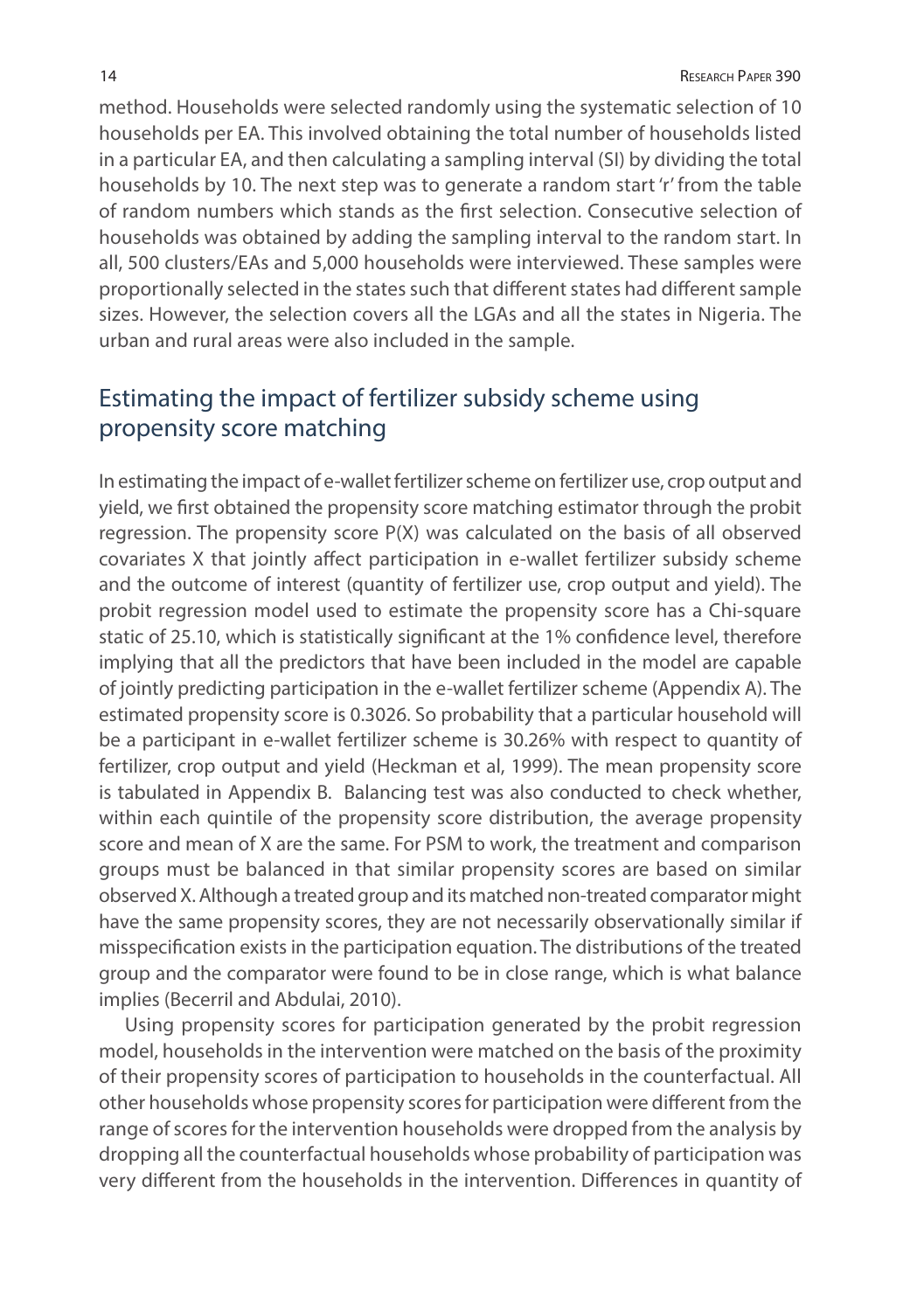method. Households were selected randomly using the systematic selection of 10 households per EA. This involved obtaining the total number of households listed in a particular EA, and then calculating a sampling interval (SI) by dividing the total households by 10. The next step was to generate a random start 'r' from the table of random numbers which stands as the first selection. Consecutive selection of households was obtained by adding the sampling interval to the random start. In all, 500 clusters/EAs and 5,000 households were interviewed. These samples were proportionally selected in the states such that different states had different sample sizes. However, the selection covers all the LGAs and all the states in Nigeria. The urban and rural areas were also included in the sample.

## Estimating the impact of fertilizer subsidy scheme using propensity score matching

In estimating the impact of e-wallet fertilizer scheme on fertilizer use, crop output and yield, we first obtained the propensity score matching estimator through the probit regression. The propensity score P(X) was calculated on the basis of all observed covariates X that jointly affect participation in e-wallet fertilizer subsidy scheme and the outcome of interest (quantity of fertilizer use, crop output and yield). The probit regression model used to estimate the propensity score has a Chi-square static of 25.10, which is statistically significant at the 1% confidence level, therefore implying that all the predictors that have been included in the model are capable of jointly predicting participation in the e-wallet fertilizer scheme (Appendix A). The estimated propensity score is 0.3026. So probability that a particular household will be a participant in e-wallet fertilizer scheme is 30.26% with respect to quantity of fertilizer, crop output and yield (Heckman et al, 1999). The mean propensity score is tabulated in Appendix B. Balancing test was also conducted to check whether, within each quintile of the propensity score distribution, the average propensity score and mean of X are the same. For PSM to work, the treatment and comparison groups must be balanced in that similar propensity scores are based on similar observed X. Although a treated group and its matched non-treated comparator might have the same propensity scores, they are not necessarily observationally similar if misspecification exists in the participation equation. The distributions of the treated group and the comparator were found to be in close range, which is what balance implies (Becerril and Abdulai, 2010).

Using propensity scores for participation generated by the probit regression model, households in the intervention were matched on the basis of the proximity of their propensity scores of participation to households in the counterfactual. All other households whose propensity scores for participation were different from the range of scores for the intervention households were dropped from the analysis by dropping all the counterfactual households whose probability of participation was very different from the households in the intervention. Differences in quantity of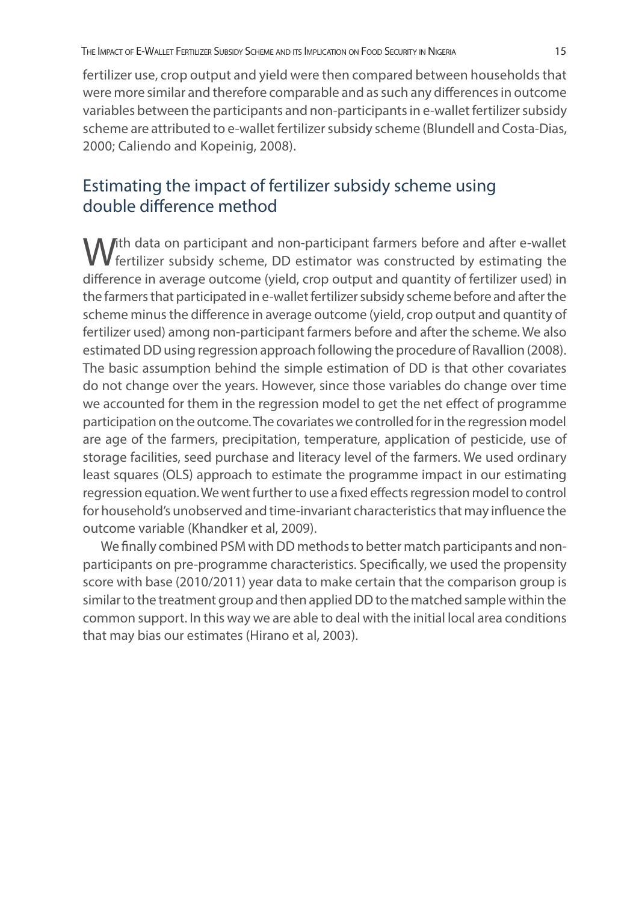fertilizer use, crop output and yield were then compared between households that were more similar and therefore comparable and as such any differences in outcome variables between the participants and non-participants in e-wallet fertilizer subsidy scheme are attributed to e-wallet fertilizer subsidy scheme (Blundell and Costa-Dias, 2000; Caliendo and Kopeinig, 2008).

## Estimating the impact of fertilizer subsidy scheme using double difference method

With data on participant and non-participant farmers before and after e-wallet fertilizer subsidy scheme, DD estimator was constructed by estimating the difference in average outcome (yield, crop output and quantity of fertilizer used) in the farmers that participated in e-wallet fertilizer subsidy scheme before and after the scheme minus the difference in average outcome (yield, crop output and quantity of fertilizer used) among non-participant farmers before and after the scheme. We also estimated DD using regression approach following the procedure of Ravallion (2008). The basic assumption behind the simple estimation of DD is that other covariates do not change over the years. However, since those variables do change over time we accounted for them in the regression model to get the net effect of programme participation on the outcome. The covariates we controlled for in the regression model are age of the farmers, precipitation, temperature, application of pesticide, use of storage facilities, seed purchase and literacy level of the farmers. We used ordinary least squares (OLS) approach to estimate the programme impact in our estimating regression equation. We went further to use a fixed effects regression model to control for household's unobserved and time-invariant characteristics that may influence the outcome variable (Khandker et al, 2009).

We finally combined PSM with DD methods to better match participants and non-participants on pre-programme characteristics. Specifically, we used the propensity score with base (2010/2011) year data to make certain that the comparison group is similar to the treatment group and then applied DD to the matched sample within the common support. In this way we are able to deal with the initial local area conditions that may bias our estimates (Hirano et al, 2003).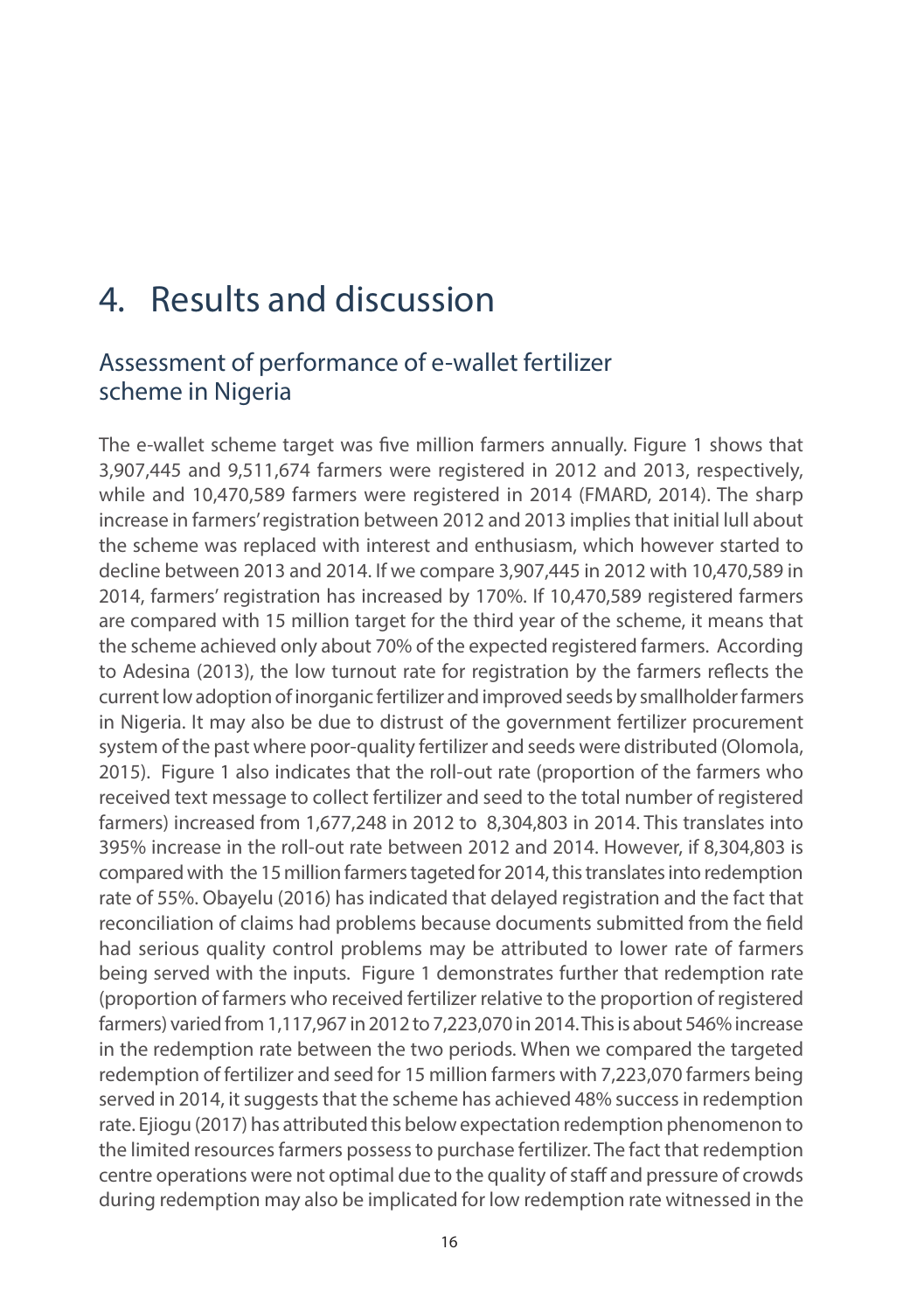# 4. Results and discussion

## Assessment of performance of e-wallet fertilizer scheme in Nigeria

The e-wallet scheme target was five million farmers annually. Figure 1 shows that 3,907,445 and 9,511,674 farmers were registered in 2012 and 2013, respectively, while and 10,470,589 farmers were registered in 2014 (FMARD, 2014). The sharp increase in farmers' registration between 2012 and 2013 implies that initial lull about the scheme was replaced with interest and enthusiasm, which however started to decline between 2013 and 2014. If we compare 3,907,445 in 2012 with 10,470,589 in 2014, farmers' registration has increased by 170%. If 10,470,589 registered farmers are compared with 15 million target for the third year of the scheme, it means that the scheme achieved only about 70% of the expected registered farmers. According to Adesina (2013), the low turnout rate for registration by the farmers reflects the current low adoption of inorganic fertilizer and improved seeds by smallholder farmers in Nigeria. It may also be due to distrust of the government fertilizer procurement system of the past where poor-quality fertilizer and seeds were distributed (Olomola, 2015). Figure 1 also indicates that the roll-out rate (proportion of the farmers who received text message to collect fertilizer and seed to the total number of registered farmers) increased from 1,677,248 in 2012 to 8,304,803 in 2014. This translates into 395% increase in the roll-out rate between 2012 and 2014. However, if 8,304,803 is compared with the 15 million farmers tageted for 2014, this translates into redemption rate of 55%. Obayelu (2016) has indicated that delayed registration and the fact that reconciliation of claims had problems because documents submitted from the field had serious quality control problems may be attributed to lower rate of farmers being served with the inputs. Figure 1 demonstrates further that redemption rate (proportion of farmers who received fertilizer relative to the proportion of registered farmers) varied from 1,117,967 in 2012 to 7,223,070 in 2014. This is about 546% increase in the redemption rate between the two periods. When we compared the targeted redemption of fertilizer and seed for 15 million farmers with 7,223,070 farmers being served in 2014, it suggests that the scheme has achieved 48% success in redemption rate. Ejiogu (2017) has attributed this below expectation redemption phenomenon to the limited resources farmers possess to purchase fertilizer. The fact that redemption centre operations were not optimal due to the quality of staff and pressure of crowds during redemption may also be implicated for low redemption rate witnessed in the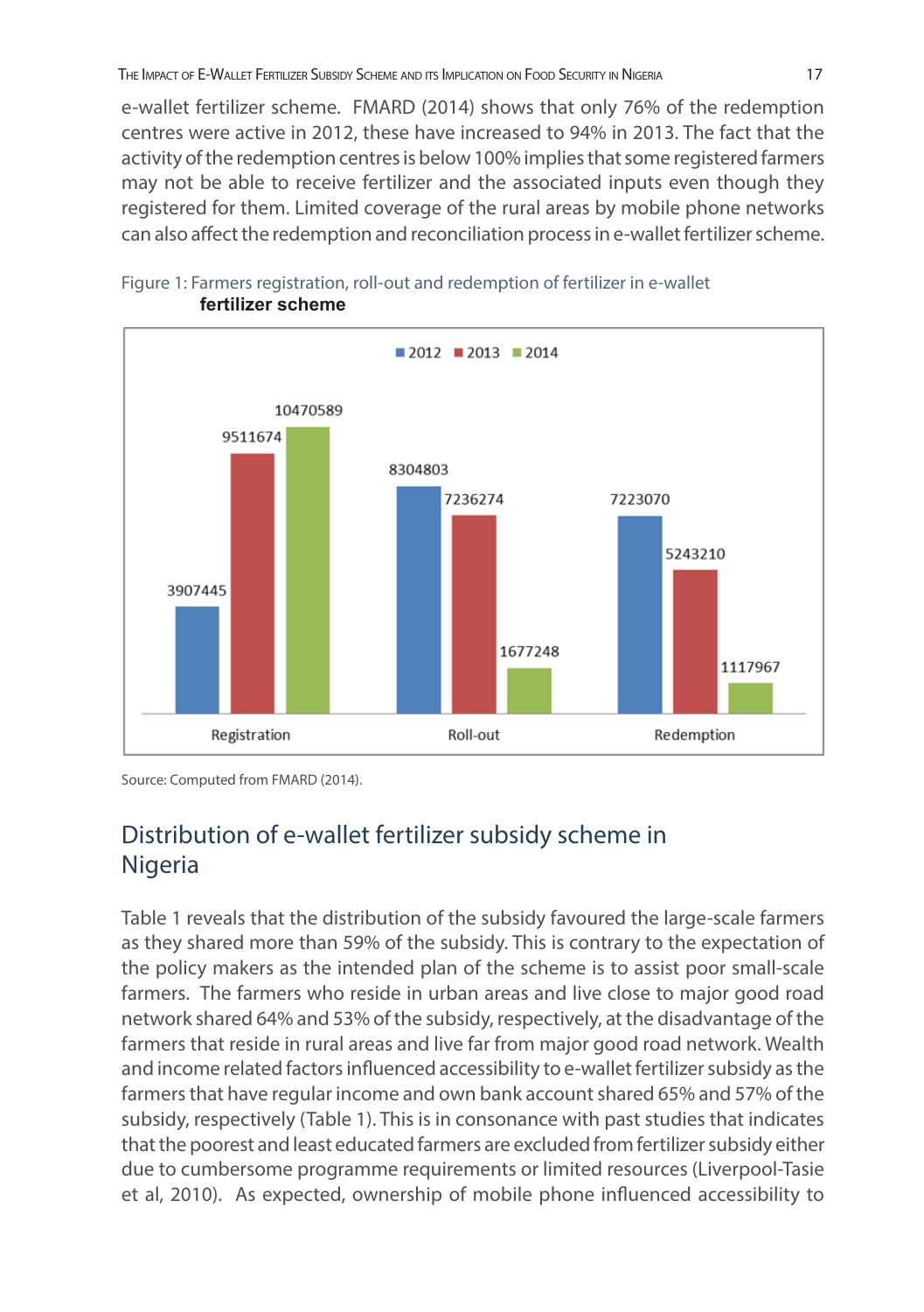e-wallet fertilizer scheme. FMARD (2014) shows that only 76% of the redemption centres were active in 2012, these have increased to 94% in 2013. The fact that the activity of the redemption centres is below 100% implies that some registered farmers may not be able to receive fertilizer and the associated inputs even though they registered for them. Limited coverage of the rural areas by mobile phone networks can also affect the redemption and reconciliation process in e-wallet fertilizer scheme.

Figure 1: Farmers registration, roll-out and redemption of fertilizer in e-wallet **fertilizer scheme**

| | 2012 | 2013 | 2014 |
|---|---|---|---|
| Registration | 3907445 | 9511674 | 10470589 |
| Roll-out | 8304803 | 7236274 | 1677248 |
| Redemption | 7223070 | 5243210 | 1117967 |

Source: Computed from FMARD (2014).

## Distribution of e-wallet fertilizer subsidy scheme in Nigeria

Table 1 reveals that the distribution of the subsidy favoured the large-scale farmers as they shared more than 59% of the subsidy. This is contrary to the expectation of the policy makers as the intended plan of the scheme is to assist poor small-scale farmers. The farmers who reside in urban areas and live close to major good road network shared 64% and 53% of the subsidy, respectively, at the disadvantage of the farmers that reside in rural areas and live far from major good road network. Wealth and income related factors influenced accessibility to e-wallet fertilizer subsidy as the farmers that have regular income and own bank account shared 65% and 57% of the subsidy, respectively (Table 1). This is in consonance with past studies that indicates that the poorest and least educated farmers are excluded from fertilizer subsidy either due to cumbersome programme requirements or limited resources (Liverpool-Tasie et al, 2010). As expected, ownership of mobile phone influenced accessibility to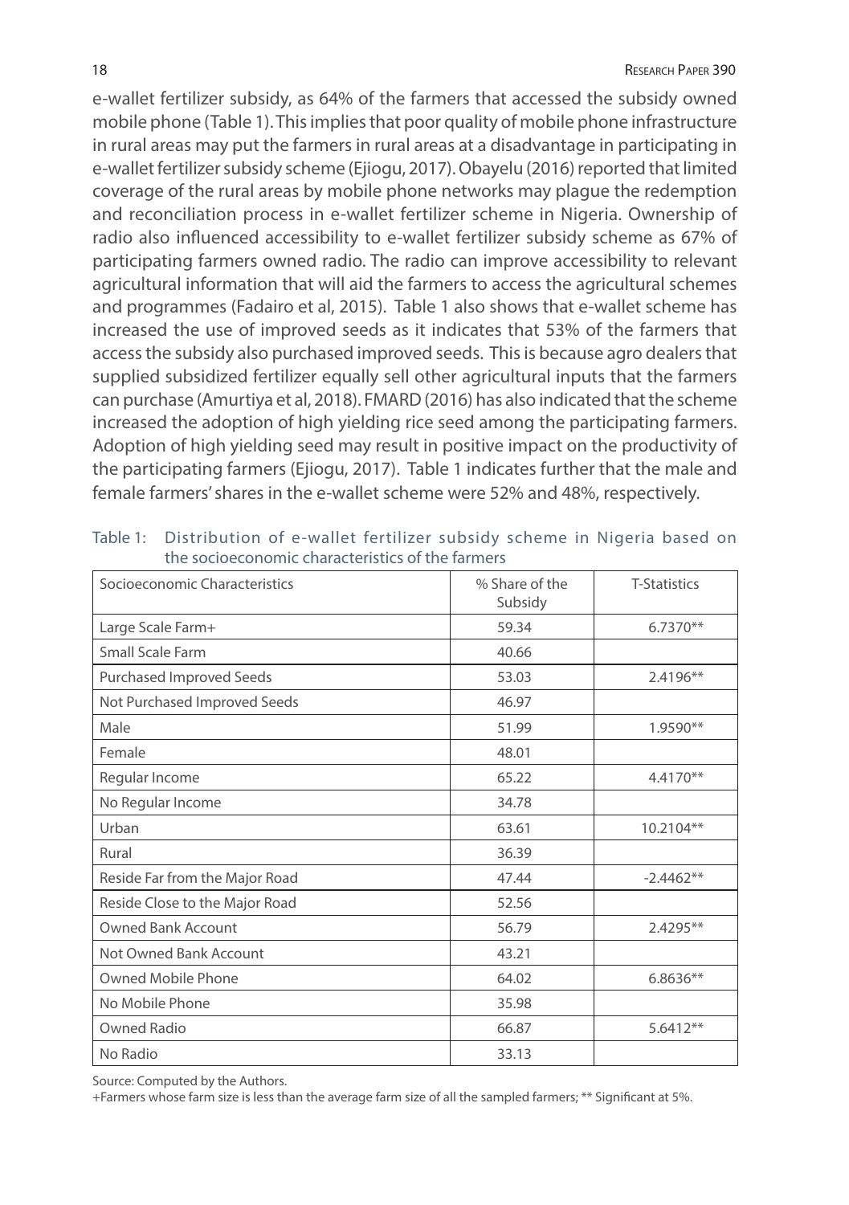e-wallet fertilizer subsidy, as 64% of the farmers that accessed the subsidy owned mobile phone (Table 1). This implies that poor quality of mobile phone infrastructure in rural areas may put the farmers in rural areas at a disadvantage in participating in e-wallet fertilizer subsidy scheme (Ejiogu, 2017). Obayelu (2016) reported that limited coverage of the rural areas by mobile phone networks may plague the redemption and reconciliation process in e-wallet fertilizer scheme in Nigeria. Ownership of radio also influenced accessibility to e-wallet fertilizer subsidy scheme as 67% of participating farmers owned radio. The radio can improve accessibility to relevant agricultural information that will aid the farmers to access the agricultural schemes and programmes (Fadairo et al, 2015). Table 1 also shows that e-wallet scheme has increased the use of improved seeds as it indicates that 53% of the farmers that access the subsidy also purchased improved seeds. This is because agro dealers that supplied subsidized fertilizer equally sell other agricultural inputs that the farmers can purchase (Amurtiya et al, 2018). FMARD (2016) has also indicated that the scheme increased the adoption of high yielding rice seed among the participating farmers. Adoption of high yielding seed may result in positive impact on the productivity of the participating farmers (Ejiogu, 2017). Table 1 indicates further that the male and female farmers' shares in the e-wallet scheme were 52% and 48%, respectively.

Table 1: Distribution of e-wallet fertilizer subsidy scheme in Nigeria based on the socioeconomic characteristics of the farmers

| Socioeconomic Characteristics | % Share of the Subsidy | T-Statistics |
|---|---|---|
| Large Scale Farm+ | 59.34 | 6.7370** |
| Small Scale Farm | 40.66 | |
| Purchased Improved Seeds | 53.03 | 2.4196** |
| Not Purchased Improved Seeds | 46.97 | |
| Male | 51.99 | 1.9590** |
| Female | 48.01 | |
| Regular Income | 65.22 | 4.4170** |
| No Regular Income | 34.78 | |
| Urban | 63.61 | 10.2104** |
| Rural | 36.39 | |
| Reside Far from the Major Road | 47.44 | -2.4462** |
| Reside Close to the Major Road | 52.56 | |
| Owned Bank Account | 56.79 | 2.4295** |
| Not Owned Bank Account | 43.21 | |
| Owned Mobile Phone | 64.02 | 6.8636** |
| No Mobile Phone | 35.98 | |
| Owned Radio | 66.87 | 5.6412** |
| No Radio | 33.13 | |

Source: Computed by the Authors.

+Farmers whose farm size is less than the average farm size of all the sampled farmers; ** Significant at 5%.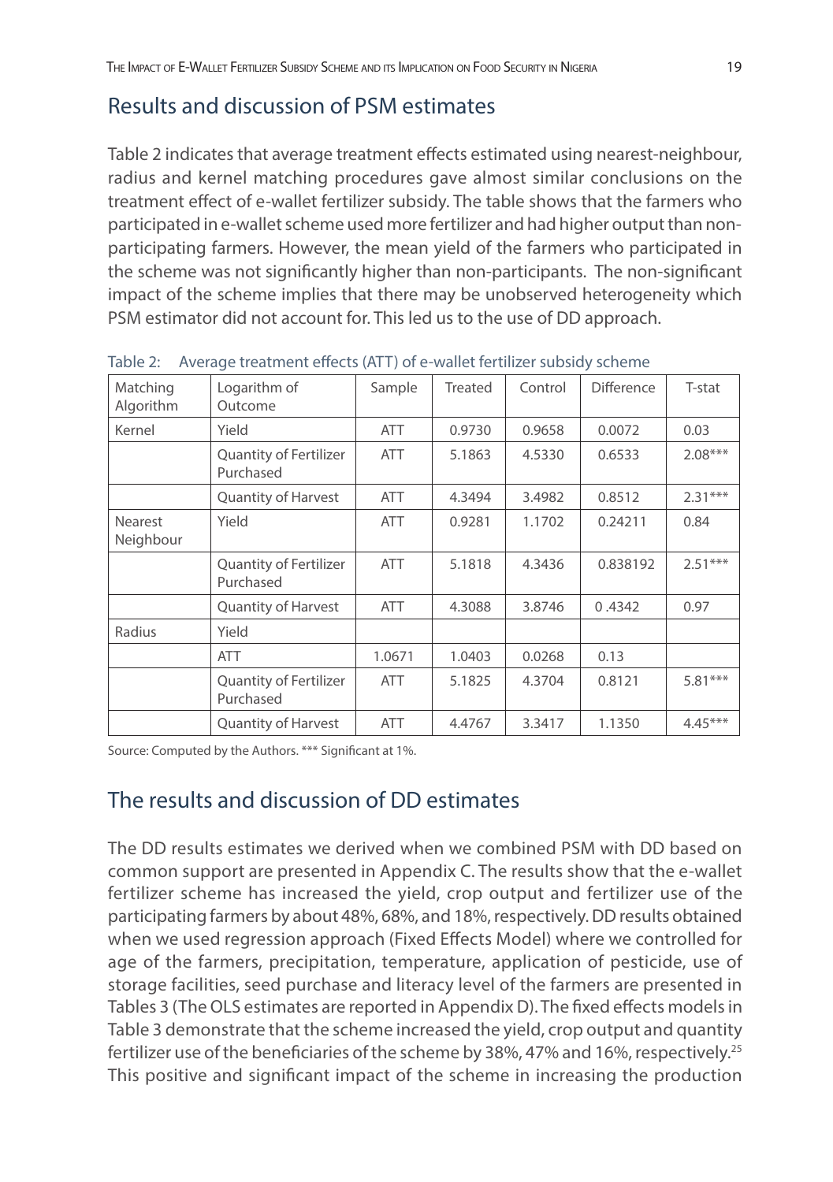## Results and discussion of PSM estimates

Table 2 indicates that average treatment effects estimated using nearest-neighbour, radius and kernel matching procedures gave almost similar conclusions on the treatment effect of e-wallet fertilizer subsidy. The table shows that the farmers who participated in e-wallet scheme used more fertilizer and had higher output than non-participating farmers. However, the mean yield of the farmers who participated in the scheme was not significantly higher than non-participants. The non-significant impact of the scheme implies that there may be unobserved heterogeneity which PSM estimator did not account for. This led us to the use of DD approach.

Table 2: Average treatment effects (ATT) of e-wallet fertilizer subsidy scheme

| Matching Algorithm | Logarithm of Outcome | Sample | Treated | Control | Difference | T-stat |
|---|---|---|---|---|---|---|
| Kernel | Yield | ATT | 0.9730 | 0.9658 | 0.0072 | 0.03 |
| | Quantity of Fertilizer Purchased | ATT | 5.1863 | 4.5330 | 0.6533 | 2.08*** |
| | Quantity of Harvest | ATT | 4.3494 | 3.4982 | 0.8512 | 2.31*** |
| Nearest Neighbour | Yield | ATT | 0.9281 | 1.1702 | 0.24211 | 0.84 |
| | Quantity of Fertilizer Purchased | ATT | 5.1818 | 4.3436 | 0.838192 | 2.51*** |
| | Quantity of Harvest | ATT | 4.3088 | 3.8746 | 0 .4342 | 0.97 |
| Radius | Yield | | | | | |
| | ATT | 1.0671 | 1.0403 | 0.0268 | 0.13 | |
| | Quantity of Fertilizer Purchased | ATT | 5.1825 | 4.3704 | 0.8121 | 5.81*** |
| | Quantity of Harvest | ATT | 4.4767 | 3.3417 | 1.1350 | 4.45*** |

Source: Computed by the Authors. *** Significant at 1%.

## The results and discussion of DD estimates

The DD results estimates we derived when we combined PSM with DD based on common support are presented in Appendix C. The results show that the e-wallet fertilizer scheme has increased the yield, crop output and fertilizer use of the participating farmers by about 48%, 68%, and 18%, respectively. DD results obtained when we used regression approach (Fixed Effects Model) where we controlled for age of the farmers, precipitation, temperature, application of pesticide, use of storage facilities, seed purchase and literacy level of the farmers are presented in Tables 3 (The OLS estimates are reported in Appendix D). The fixed effects models in Table 3 demonstrate that the scheme increased the yield, crop output and quantity fertilizer use of the beneficiaries of the scheme by 38%, 47% and 16%, respectively.[25] This positive and significant impact of the scheme in increasing the production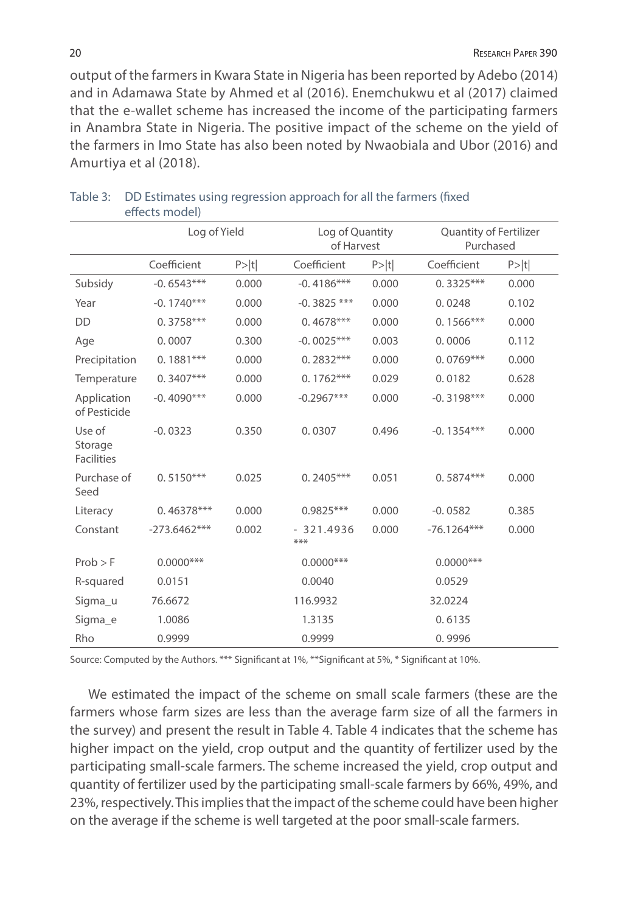output of the farmers in Kwara State in Nigeria has been reported by Adebo (2014) and in Adamawa State by Ahmed et al (2016). Enemchukwu et al (2017) claimed that the e-wallet scheme has increased the income of the participating farmers in Anambra State in Nigeria. The positive impact of the scheme on the yield of the farmers in Imo State has also been noted by Nwaobiala and Ubor (2016) and Amurtiya et al (2018).

Table 3: DD Estimates using regression approach for all the farmers (fixed effects model)

| | Log of Yield | | Log of Quantity of Harvest | | Quantity of Fertilizer Purchased | |
|---|---|---|---|---|---|---|
| | Coefficient | P>\|t\| | Coefficient | P>\|t\| | Coefficient | P>\|t\| |
| Subsidy | -0. 6543*** | 0.000 | -0. 4186*** | 0.000 | 0. 3325*** | 0.000 |
| Year | -0. 1740*** | 0.000 | -0. 3825 *** | 0.000 | 0. 0248 | 0.102 |
| DD | 0. 3758*** | 0.000 | 0. 4678*** | 0.000 | 0. 1566*** | 0.000 |
| Age | 0. 0007 | 0.300 | -0. 0025*** | 0.003 | 0. 0006 | 0.112 |
| Precipitation | 0. 1881*** | 0.000 | 0. 2832*** | 0.000 | 0. 0769*** | 0.000 |
| Temperature | 0. 3407*** | 0.000 | 0. 1762*** | 0.029 | 0. 0182 | 0.628 |
| Application of Pesticide | -0. 4090*** | 0.000 | -0.2967*** | 0.000 | -0. 3198*** | 0.000 |
| Use of Storage Facilities | -0. 0323 | 0.350 | 0. 0307 | 0.496 | -0. 1354*** | 0.000 |
| Purchase of Seed | 0. 5150*** | 0.025 | 0. 2405*** | 0.051 | 0. 5874*** | 0.000 |
| Literacy | 0. 46378*** | 0.000 | 0.9825*** | 0.000 | -0. 0582 | 0.385 |
| Constant | -273.6462*** | 0.002 | - 321.4936 *** | 0.000 | -76.1264*** | 0.000 |
| Prob > F | 0.0000*** | | 0.0000*** | | 0.0000*** | |
| R-squared | 0.0151 | | 0.0040 | | 0.0529 | |
| Sigma_u | 76.6672 | | 116.9932 | | 32.0224 | |
| Sigma_e | 1.0086 | | 1.3135 | | 0. 6135 | |
| Rho | 0.9999 | | 0.9999 | | 0. 9996 | |

Source: Computed by the Authors. *** Significant at 1%, **Significant at 5%, * Significant at 10%.

We estimated the impact of the scheme on small scale farmers (these are the farmers whose farm sizes are less than the average farm size of all the farmers in the survey) and present the result in Table 4. Table 4 indicates that the scheme has higher impact on the yield, crop output and the quantity of fertilizer used by the participating small-scale farmers. The scheme increased the yield, crop output and quantity of fertilizer used by the participating small-scale farmers by 66%, 49%, and 23%, respectively. This implies that the impact of the scheme could have been higher on the average if the scheme is well targeted at the poor small-scale farmers.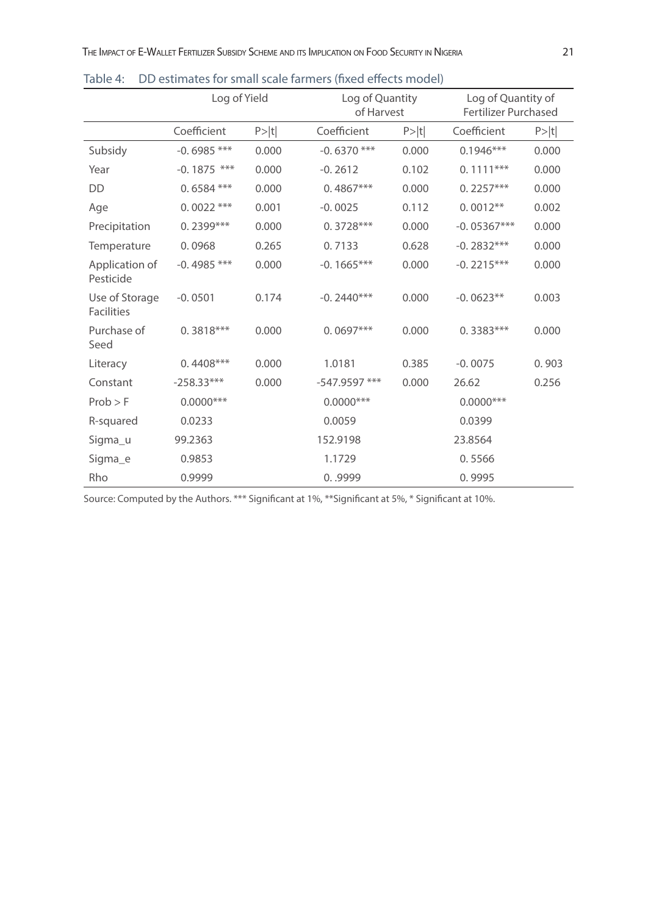Table 4: DD estimates for small scale farmers (fixed effects model)

| | Log of Yield | | Log of Quantity of Harvest | | Log of Quantity of Fertilizer Purchased | |
|---|---|---|---|---|---|---|
| | Coefficient | P>\|t\| | Coefficient | P>\|t\| | Coefficient | P>\|t\| |
| Subsidy | -0. 6985 *** | 0.000 | -0. 6370 *** | 0.000 | 0.1946*** | 0.000 |
| Year | -0. 1875 *** | 0.000 | -0. 2612 | 0.102 | 0. 1111*** | 0.000 |
| DD | 0. 6584 *** | 0.000 | 0. 4867*** | 0.000 | 0. 2257*** | 0.000 |
| Age | 0. 0022 *** | 0.001 | -0. 0025 | 0.112 | 0. 0012** | 0.002 |
| Precipitation | 0. 2399*** | 0.000 | 0. 3728*** | 0.000 | -0. 05367*** | 0.000 |
| Temperature | 0. 0968 | 0.265 | 0. 7133 | 0.628 | -0. 2832*** | 0.000 |
| Application of Pesticide | -0. 4985 *** | 0.000 | -0. 1665*** | 0.000 | -0. 2215*** | 0.000 |
| Use of Storage Facilities | -0. 0501 | 0.174 | -0. 2440*** | 0.000 | -0. 0623** | 0.003 |
| Purchase of Seed | 0. 3818*** | 0.000 | 0. 0697*** | 0.000 | 0. 3383*** | 0.000 |
| Literacy | 0. 4408*** | 0.000 | 1.0181 | 0.385 | -0. 0075 | 0. 903 |
| Constant | -258.33*** | 0.000 | -547.9597 *** | 0.000 | 26.62 | 0.256 |
| Prob > F | 0.0000*** | | 0.0000*** | | 0.0000*** | |
| R-squared | 0.0233 | | 0.0059 | | 0.0399 | |
| Sigma_u | 99.2363 | | 152.9198 | | 23.8564 | |
| Sigma_e | 0.9853 | | 1.1729 | | 0. 5566 | |
| Rho | 0.9999 | | 0. .9999 | | 0. 9995 | |

Source: Computed by the Authors. *** Significant at 1%, **Significant at 5%, * Significant at 10%.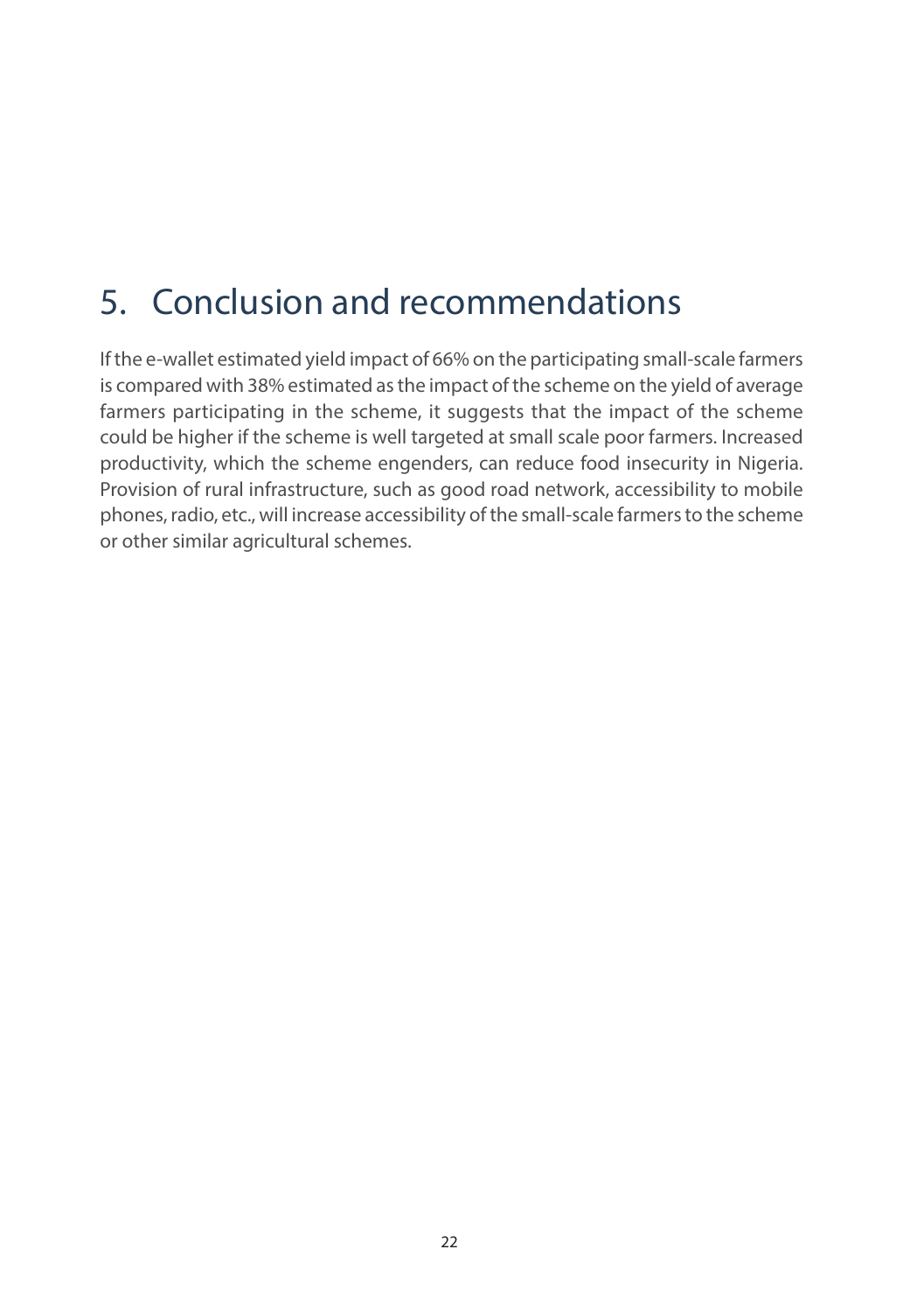# 5. Conclusion and recommendations

If the e-wallet estimated yield impact of 66% on the participating small-scale farmers is compared with 38% estimated as the impact of the scheme on the yield of average farmers participating in the scheme, it suggests that the impact of the scheme could be higher if the scheme is well targeted at small scale poor farmers. Increased productivity, which the scheme engenders, can reduce food insecurity in Nigeria. Provision of rural infrastructure, such as good road network, accessibility to mobile phones, radio, etc., will increase accessibility of the small-scale farmers to the scheme or other similar agricultural schemes.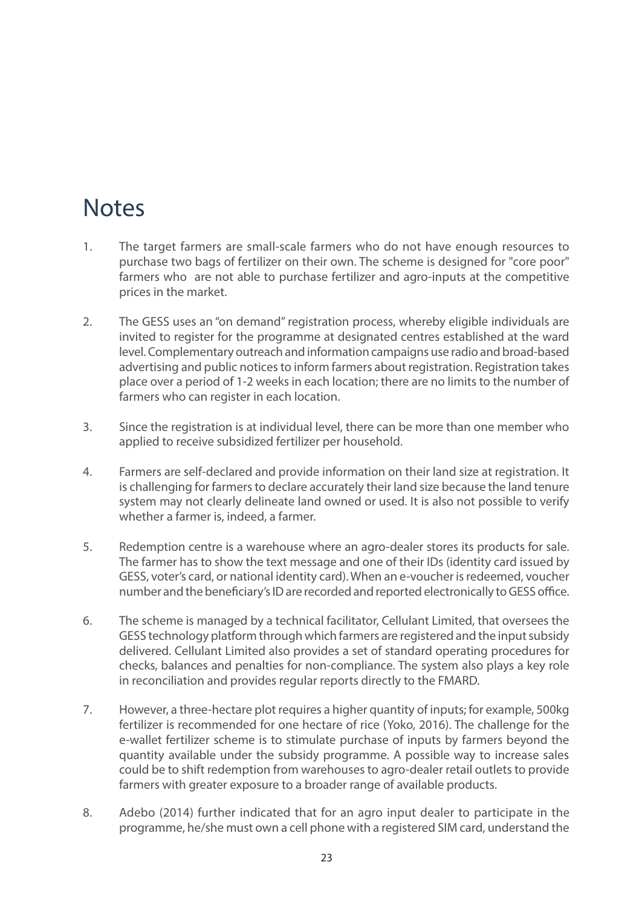# Notes

1. The target farmers are small-scale farmers who do not have enough resources to purchase two bags of fertilizer on their own. The scheme is designed for "core poor" farmers who are not able to purchase fertilizer and agro-inputs at the competitive prices in the market.

2. The GESS uses an "on demand" registration process, whereby eligible individuals are invited to register for the programme at designated centres established at the ward level. Complementary outreach and information campaigns use radio and broad-based advertising and public notices to inform farmers about registration. Registration takes place over a period of 1-2 weeks in each location; there are no limits to the number of farmers who can register in each location.

3. Since the registration is at individual level, there can be more than one member who applied to receive subsidized fertilizer per household.

4. Farmers are self-declared and provide information on their land size at registration. It is challenging for farmers to declare accurately their land size because the land tenure system may not clearly delineate land owned or used. It is also not possible to verify whether a farmer is, indeed, a farmer.

5. Redemption centre is a warehouse where an agro-dealer stores its products for sale. The farmer has to show the text message and one of their IDs (identity card issued by GESS, voter's card, or national identity card). When an e-voucher is redeemed, voucher number and the beneficiary's ID are recorded and reported electronically to GESS office.

6. The scheme is managed by a technical facilitator, Cellulant Limited, that oversees the GESS technology platform through which farmers are registered and the input subsidy delivered. Cellulant Limited also provides a set of standard operating procedures for checks, balances and penalties for non-compliance. The system also plays a key role in reconciliation and provides regular reports directly to the FMARD.

7. However, a three-hectare plot requires a higher quantity of inputs; for example, 500kg fertilizer is recommended for one hectare of rice (Yoko, 2016). The challenge for the e-wallet fertilizer scheme is to stimulate purchase of inputs by farmers beyond the quantity available under the subsidy programme. A possible way to increase sales could be to shift redemption from warehouses to agro-dealer retail outlets to provide farmers with greater exposure to a broader range of available products.

8. Adebo (2014) further indicated that for an agro input dealer to participate in the programme, he/she must own a cell phone with a registered SIM card, understand the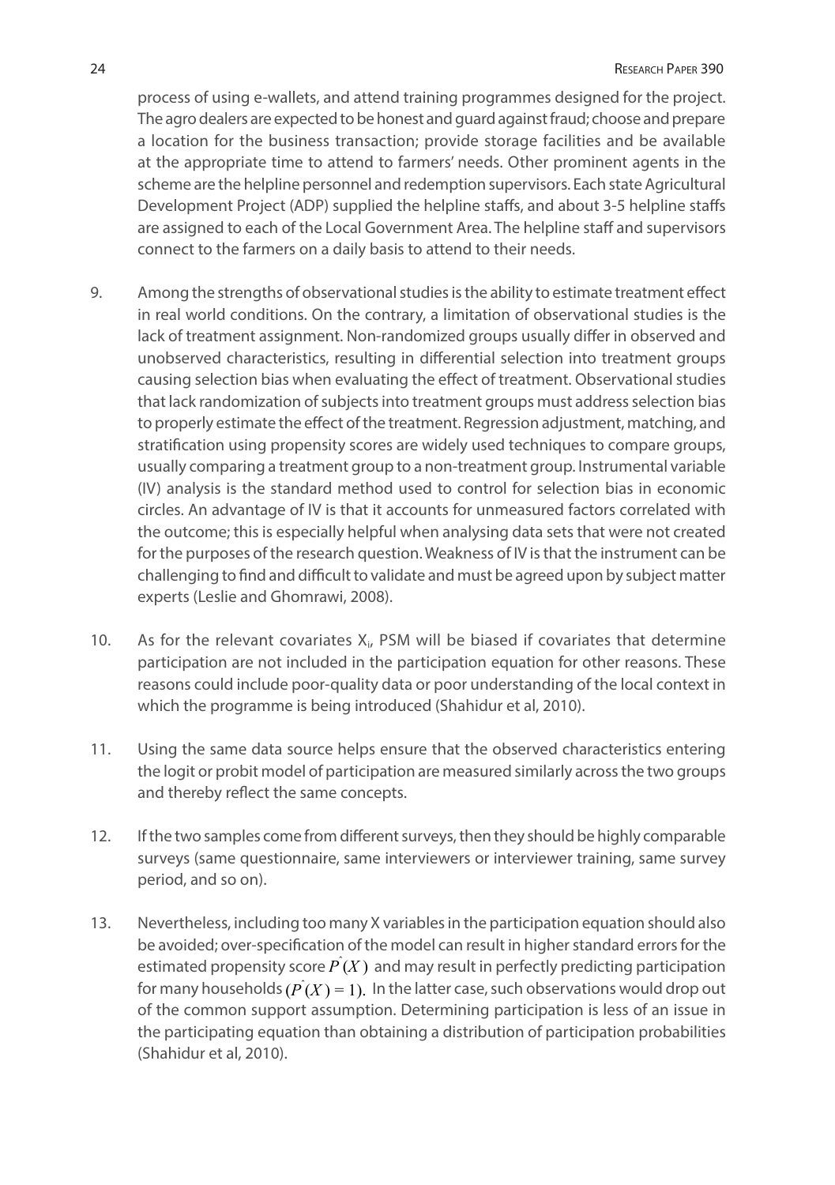process of using e-wallets, and attend training programmes designed for the project. The agro dealers are expected to be honest and guard against fraud; choose and prepare a location for the business transaction; provide storage facilities and be available at the appropriate time to attend to farmers' needs. Other prominent agents in the scheme are the helpline personnel and redemption supervisors. Each state Agricultural Development Project (ADP) supplied the helpline staffs, and about 3-5 helpline staffs are assigned to each of the Local Government Area. The helpline staff and supervisors connect to the farmers on a daily basis to attend to their needs.

9. Among the strengths of observational studies is the ability to estimate treatment effect in real world conditions. On the contrary, a limitation of observational studies is the lack of treatment assignment. Non-randomized groups usually differ in observed and unobserved characteristics, resulting in differential selection into treatment groups causing selection bias when evaluating the effect of treatment. Observational studies that lack randomization of subjects into treatment groups must address selection bias to properly estimate the effect of the treatment. Regression adjustment, matching, and stratification using propensity scores are widely used techniques to compare groups, usually comparing a treatment group to a non-treatment group. Instrumental variable (IV) analysis is the standard method used to control for selection bias in economic circles. An advantage of IV is that it accounts for unmeasured factors correlated with the outcome; this is especially helpful when analysing data sets that were not created for the purposes of the research question. Weakness of IV is that the instrument can be challenging to find and difficult to validate and must be agreed upon by subject matter experts (Leslie and Ghomrawi, 2008).

10. As for the relevant covariates $X_i$, PSM will be biased if covariates that determine participation are not included in the participation equation for other reasons. These reasons could include poor-quality data or poor understanding of the local context in which the programme is being introduced (Shahidur et al, 2010).

11. Using the same data source helps ensure that the observed characteristics entering the logit or probit model of participation are measured similarly across the two groups and thereby reflect the same concepts.

12. If the two samples come from different surveys, then they should be highly comparable surveys (same questionnaire, same interviewers or interviewer training, same survey period, and so on).

13. Nevertheless, including too many X variables in the participation equation should also be avoided; over-specification of the model can result in higher standard errors for the estimated propensity score $\hat{P}(X)$ and may result in perfectly predicting participation for many households $(\hat{P}(X) = 1)$. In the latter case, such observations would drop out of the common support assumption. Determining participation is less of an issue in the participating equation than obtaining a distribution of participation probabilities (Shahidur et al, 2010).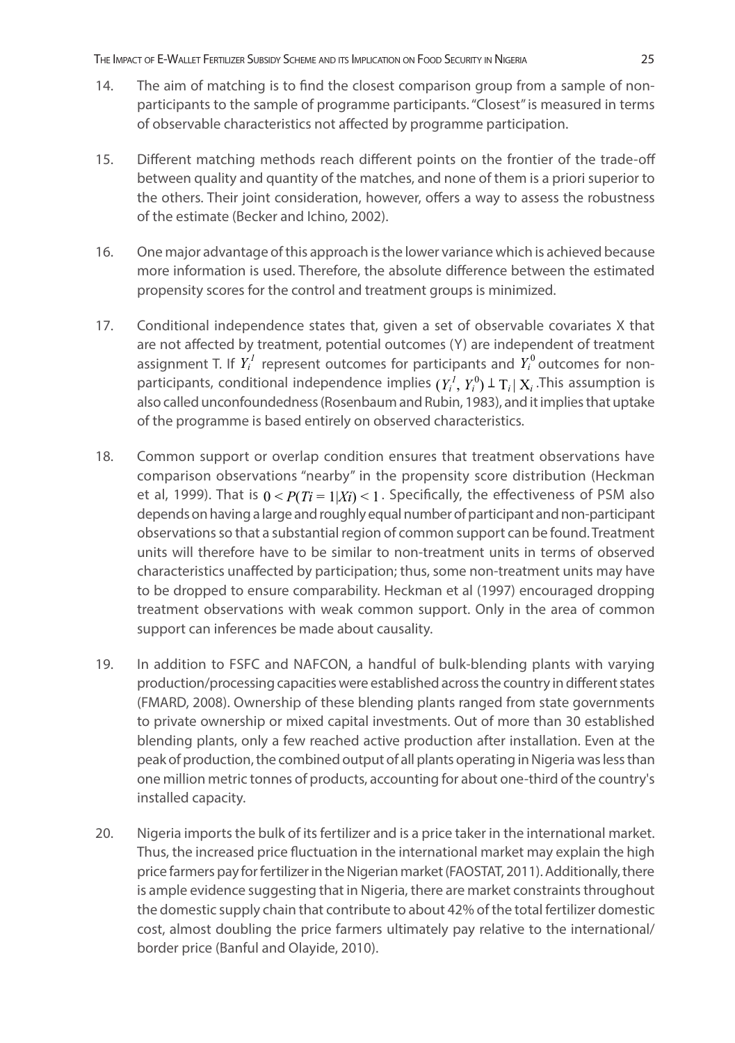14. The aim of matching is to find the closest comparison group from a sample of non-participants to the sample of programme participants. "Closest" is measured in terms of observable characteristics not affected by programme participation.

15. Different matching methods reach different points on the frontier of the trade-off between quality and quantity of the matches, and none of them is a priori superior to the others. Their joint consideration, however, offers a way to assess the robustness of the estimate (Becker and Ichino, 2002).

16. One major advantage of this approach is the lower variance which is achieved because more information is used. Therefore, the absolute difference between the estimated propensity scores for the control and treatment groups is minimized.

17. Conditional independence states that, given a set of observable covariates X that are not affected by treatment, potential outcomes (Y) are independent of treatment assignment T. If $Y_i^1$ represent outcomes for participants and $Y_i^0$ outcomes for non-participants, conditional independence implies $(Y_i^1, Y_i^0) \perp T_i \mid X_i$. This assumption is also called unconfoundedness (Rosenbaum and Rubin, 1983), and it implies that uptake of the programme is based entirely on observed characteristics.

18. Common support or overlap condition ensures that treatment observations have comparison observations "nearby" in the propensity score distribution (Heckman et al, 1999). That is $0 < P(Ti = 1|Xi) < 1$. Specifically, the effectiveness of PSM also depends on having a large and roughly equal number of participant and non-participant observations so that a substantial region of common support can be found. Treatment units will therefore have to be similar to non-treatment units in terms of observed characteristics unaffected by participation; thus, some non-treatment units may have to be dropped to ensure comparability. Heckman et al (1997) encouraged dropping treatment observations with weak common support. Only in the area of common support can inferences be made about causality.

19. In addition to FSFC and NAFCON, a handful of bulk-blending plants with varying production/processing capacities were established across the country in different states (FMARD, 2008). Ownership of these blending plants ranged from state governments to private ownership or mixed capital investments. Out of more than 30 established blending plants, only a few reached active production after installation. Even at the peak of production, the combined output of all plants operating in Nigeria was less than one million metric tonnes of products, accounting for about one-third of the country's installed capacity.

20. Nigeria imports the bulk of its fertilizer and is a price taker in the international market. Thus, the increased price fluctuation in the international market may explain the high price farmers pay for fertilizer in the Nigerian market (FAOSTAT, 2011). Additionally, there is ample evidence suggesting that in Nigeria, there are market constraints throughout the domestic supply chain that contribute to about 42% of the total fertilizer domestic cost, almost doubling the price farmers ultimately pay relative to the international/border price (Banful and Olayide, 2010).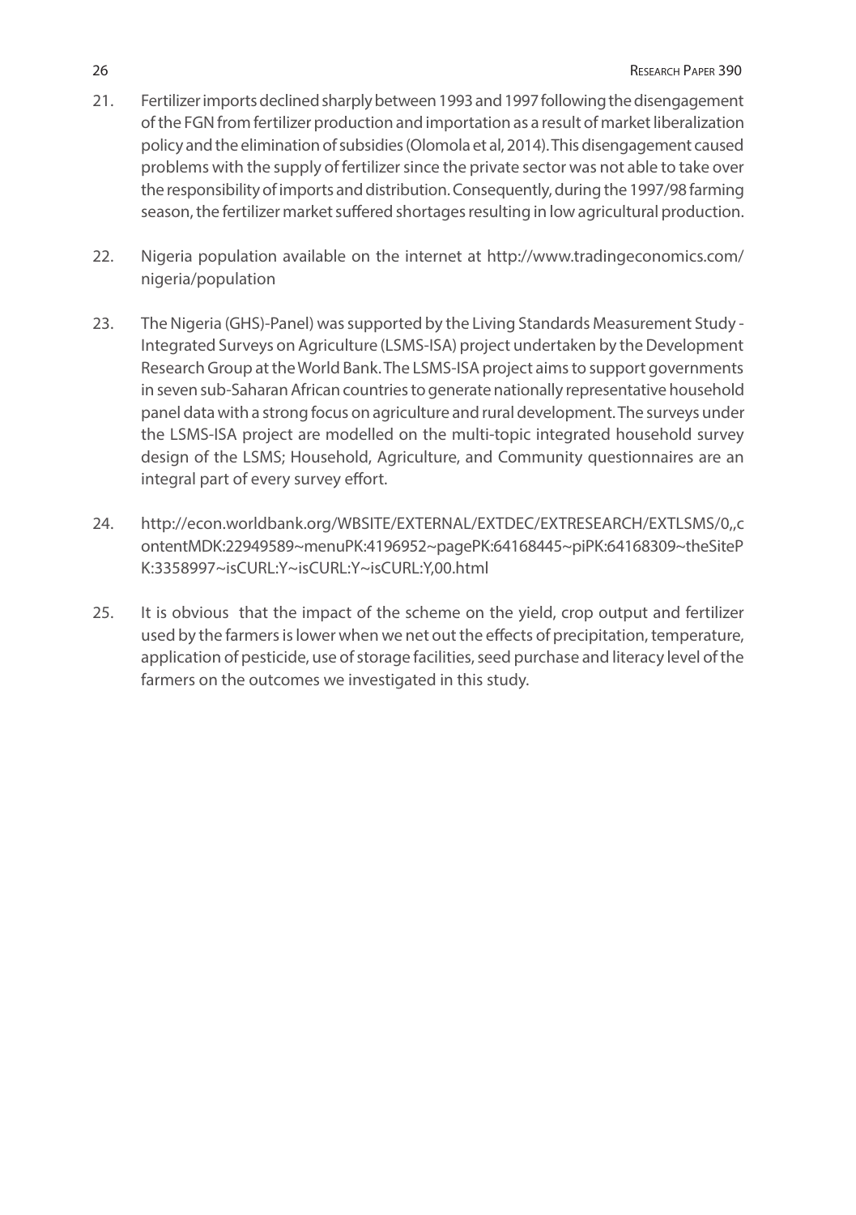21. Fertilizer imports declined sharply between 1993 and 1997 following the disengagement of the FGN from fertilizer production and importation as a result of market liberalization policy and the elimination of subsidies (Olomola et al, 2014). This disengagement caused problems with the supply of fertilizer since the private sector was not able to take over the responsibility of imports and distribution. Consequently, during the 1997/98 farming season, the fertilizer market suffered shortages resulting in low agricultural production.

22. Nigeria population available on the internet at http://www.tradingeconomics.com/nigeria/population

23. The Nigeria (GHS)-Panel) was supported by the Living Standards Measurement Study - Integrated Surveys on Agriculture (LSMS-ISA) project undertaken by the Development Research Group at the World Bank. The LSMS-ISA project aims to support governments in seven sub-Saharan African countries to generate nationally representative household panel data with a strong focus on agriculture and rural development. The surveys under the LSMS-ISA project are modelled on the multi-topic integrated household survey design of the LSMS; Household, Agriculture, and Community questionnaires are an integral part of every survey effort.

24. http://econ.worldbank.org/WBSITE/EXTERNAL/EXTDEC/EXTRESEARCH/EXTLSMS/0,,contentMDK:22949589~menuPK:4196952~pagePK:64168445~piPK:64168309~theSitePK:3358997~isCURL:Y~isCURL:Y~isCURL:Y,00.html

25. It is obvious that the impact of the scheme on the yield, crop output and fertilizer used by the farmers is lower when we net out the effects of precipitation, temperature, application of pesticide, use of storage facilities, seed purchase and literacy level of the farmers on the outcomes we investigated in this study.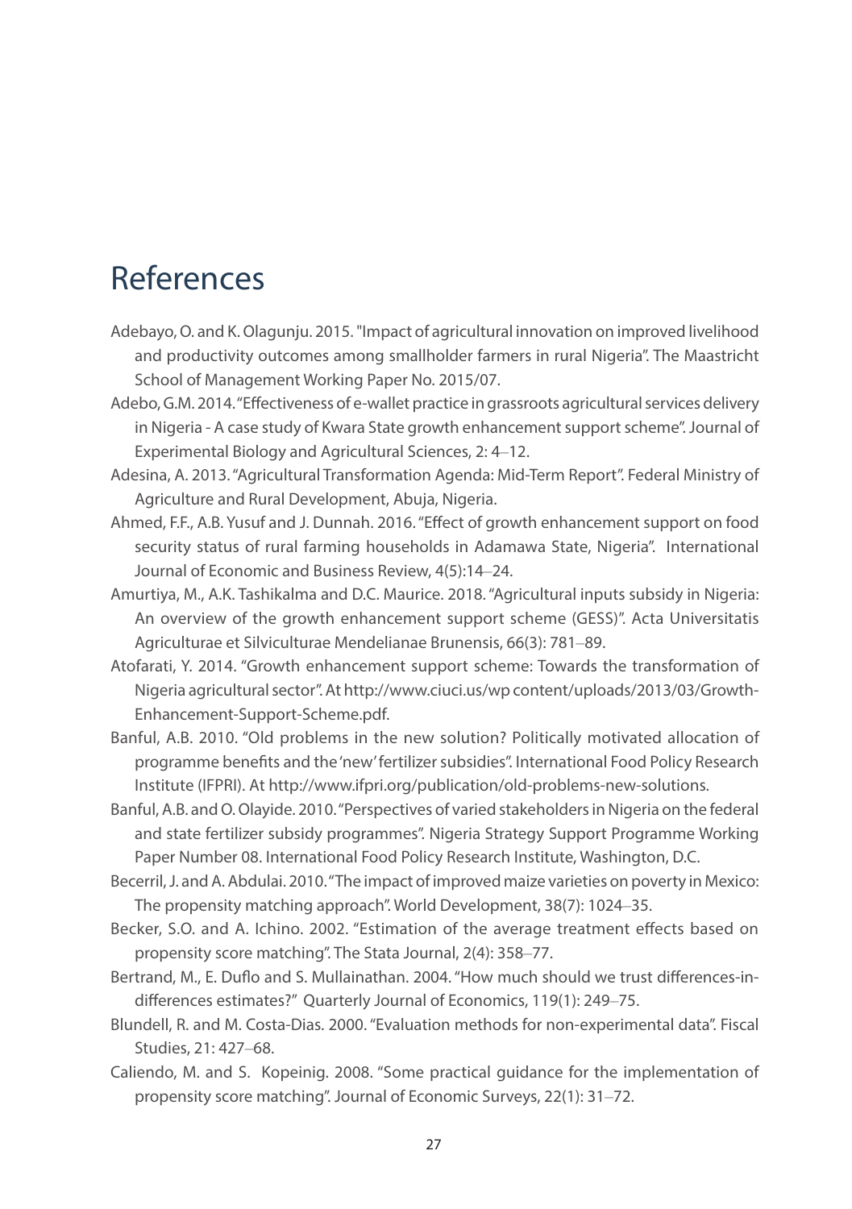# References

Adebayo, O. and K. Olagunju. 2015. "Impact of agricultural innovation on improved livelihood and productivity outcomes among smallholder farmers in rural Nigeria". The Maastricht School of Management Working Paper No. 2015/07.

Adebo, G.M. 2014. "Effectiveness of e-wallet practice in grassroots agricultural services delivery in Nigeria - A case study of Kwara State growth enhancement support scheme". Journal of Experimental Biology and Agricultural Sciences, 2: 4–12.

Adesina, A. 2013. "Agricultural Transformation Agenda: Mid-Term Report". Federal Ministry of Agriculture and Rural Development, Abuja, Nigeria.

Ahmed, F.F., A.B. Yusuf and J. Dunnah. 2016. "Effect of growth enhancement support on food security status of rural farming households in Adamawa State, Nigeria". International Journal of Economic and Business Review, 4(5):14–24.

Amurtiya, M., A.K. Tashikalma and D.C. Maurice. 2018. "Agricultural inputs subsidy in Nigeria: An overview of the growth enhancement support scheme (GESS)". Acta Universitatis Agriculturae et Silviculturae Mendelianae Brunensis, 66(3): 781–89.

Atofarati, Y. 2014. "Growth enhancement support scheme: Towards the transformation of Nigeria agricultural sector". At http://www.ciuci.us/wp content/uploads/2013/03/Growth-Enhancement-Support-Scheme.pdf.

Banful, A.B. 2010. "Old problems in the new solution? Politically motivated allocation of programme benefits and the 'new' fertilizer subsidies". International Food Policy Research Institute (IFPRI). At http://www.ifpri.org/publication/old-problems-new-solutions.

Banful, A.B. and O. Olayide. 2010. "Perspectives of varied stakeholders in Nigeria on the federal and state fertilizer subsidy programmes". Nigeria Strategy Support Programme Working Paper Number 08. International Food Policy Research Institute, Washington, D.C.

Becerril, J. and A. Abdulai. 2010. "The impact of improved maize varieties on poverty in Mexico: The propensity matching approach". World Development, 38(7): 1024–35.

Becker, S.O. and A. Ichino. 2002. "Estimation of the average treatment effects based on propensity score matching". The Stata Journal, 2(4): 358–77.

Bertrand, M., E. Duflo and S. Mullainathan. 2004. "How much should we trust differences-in-differences estimates?" Quarterly Journal of Economics, 119(1): 249–75.

Blundell, R. and M. Costa-Dias. 2000. "Evaluation methods for non-experimental data". Fiscal Studies, 21: 427–68.

Caliendo, M. and S. Kopeinig. 2008. "Some practical guidance for the implementation of propensity score matching". Journal of Economic Surveys, 22(1): 31–72.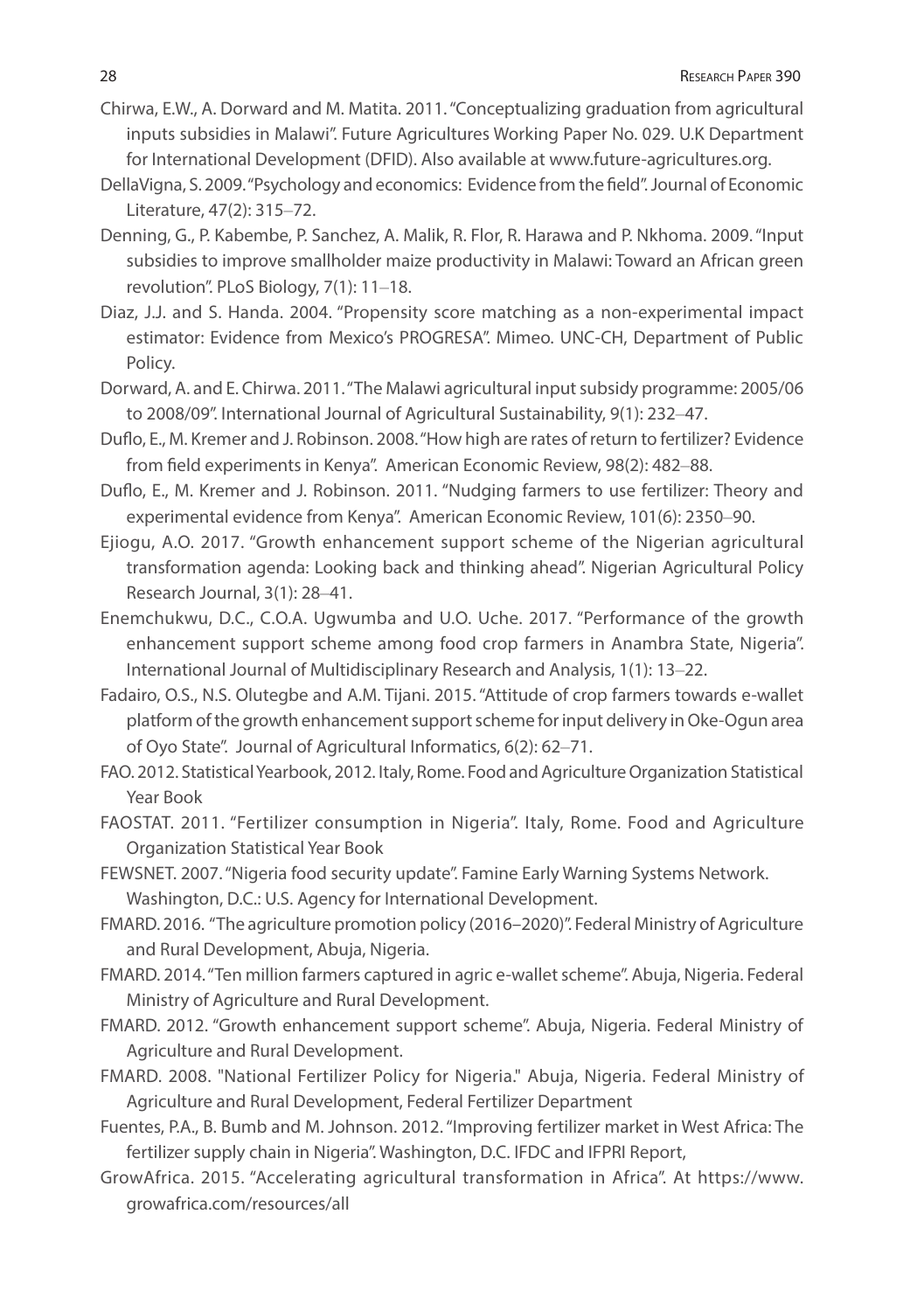Chirwa, E.W., A. Dorward and M. Matita. 2011. "Conceptualizing graduation from agricultural inputs subsidies in Malawi". Future Agricultures Working Paper No. 029. U.K Department for International Development (DFID). Also available at www.future-agricultures.org.

DellaVigna, S. 2009. "Psychology and economics: Evidence from the field". Journal of Economic Literature, 47(2): 315–72.

Denning, G., P. Kabembe, P. Sanchez, A. Malik, R. Flor, R. Harawa and P. Nkhoma. 2009. "Input subsidies to improve smallholder maize productivity in Malawi: Toward an African green revolution". PLoS Biology, 7(1): 11–18.

Diaz, J.J. and S. Handa. 2004. "Propensity score matching as a non-experimental impact estimator: Evidence from Mexico's PROGRESA". Mimeo. UNC-CH, Department of Public Policy.

Dorward, A. and E. Chirwa. 2011. "The Malawi agricultural input subsidy programme: 2005/06 to 2008/09". International Journal of Agricultural Sustainability, 9(1): 232–47.

Duflo, E., M. Kremer and J. Robinson. 2008. "How high are rates of return to fertilizer? Evidence from field experiments in Kenya". American Economic Review, 98(2): 482–88.

Duflo, E., M. Kremer and J. Robinson. 2011. "Nudging farmers to use fertilizer: Theory and experimental evidence from Kenya". American Economic Review, 101(6): 2350–90.

Ejiogu, A.O. 2017. "Growth enhancement support scheme of the Nigerian agricultural transformation agenda: Looking back and thinking ahead". Nigerian Agricultural Policy Research Journal, 3(1): 28–41.

Enemchukwu, D.C., C.O.A. Ugwumba and U.O. Uche. 2017. "Performance of the growth enhancement support scheme among food crop farmers in Anambra State, Nigeria". International Journal of Multidisciplinary Research and Analysis, 1(1): 13–22.

Fadairo, O.S., N.S. Olutegbe and A.M. Tijani. 2015. "Attitude of crop farmers towards e-wallet platform of the growth enhancement support scheme for input delivery in Oke-Ogun area of Oyo State". Journal of Agricultural Informatics, 6(2): 62–71.

FAO. 2012. Statistical Yearbook, 2012. Italy, Rome. Food and Agriculture Organization Statistical Year Book

FAOSTAT. 2011. "Fertilizer consumption in Nigeria". Italy, Rome. Food and Agriculture Organization Statistical Year Book

FEWSNET. 2007. "Nigeria food security update". Famine Early Warning Systems Network. Washington, D.C.: U.S. Agency for International Development.

FMARD. 2016. "The agriculture promotion policy (2016–2020)". Federal Ministry of Agriculture and Rural Development, Abuja, Nigeria.

FMARD. 2014. "Ten million farmers captured in agric e-wallet scheme". Abuja, Nigeria. Federal Ministry of Agriculture and Rural Development.

FMARD. 2012. "Growth enhancement support scheme". Abuja, Nigeria. Federal Ministry of Agriculture and Rural Development.

FMARD. 2008. "National Fertilizer Policy for Nigeria." Abuja, Nigeria. Federal Ministry of Agriculture and Rural Development, Federal Fertilizer Department

Fuentes, P.A., B. Bumb and M. Johnson. 2012. "Improving fertilizer market in West Africa: The fertilizer supply chain in Nigeria". Washington, D.C. IFDC and IFPRI Report,

GrowAfrica. 2015. "Accelerating agricultural transformation in Africa". At https://www.growafrica.com/resources/all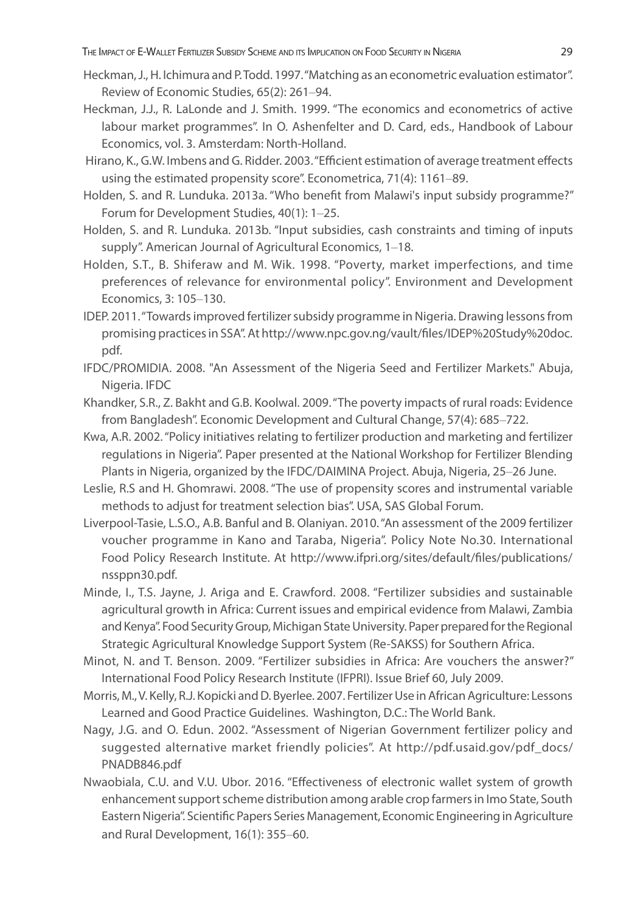Heckman, J., H. Ichimura and P. Todd. 1997. "Matching as an econometric evaluation estimator". Review of Economic Studies, 65(2): 261–94.

Heckman, J.J., R. LaLonde and J. Smith. 1999. "The economics and econometrics of active labour market programmes". In O. Ashenfelter and D. Card, eds., Handbook of Labour Economics, vol. 3. Amsterdam: North-Holland.

Hirano, K., G.W. Imbens and G. Ridder. 2003. "Efficient estimation of average treatment effects using the estimated propensity score". Econometrica, 71(4): 1161–89.

Holden, S. and R. Lunduka. 2013a. "Who benefit from Malawi's input subsidy programme?" Forum for Development Studies, 40(1): 1–25.

Holden, S. and R. Lunduka. 2013b. "Input subsidies, cash constraints and timing of inputs supply". American Journal of Agricultural Economics, 1–18.

Holden, S.T., B. Shiferaw and M. Wik. 1998. "Poverty, market imperfections, and time preferences of relevance for environmental policy". Environment and Development Economics, 3: 105–130.

IDEP. 2011. "Towards improved fertilizer subsidy programme in Nigeria. Drawing lessons from promising practices in SSA". At http://www.npc.gov.ng/vault/files/IDEP%20Study%20doc.pdf.

IFDC/PROMIDIA. 2008. "An Assessment of the Nigeria Seed and Fertilizer Markets." Abuja, Nigeria. IFDC

Khandker, S.R., Z. Bakht and G.B. Koolwal. 2009. "The poverty impacts of rural roads: Evidence from Bangladesh". Economic Development and Cultural Change, 57(4): 685–722.

Kwa, A.R. 2002. "Policy initiatives relating to fertilizer production and marketing and fertilizer regulations in Nigeria". Paper presented at the National Workshop for Fertilizer Blending Plants in Nigeria, organized by the IFDC/DAIMINA Project. Abuja, Nigeria, 25–26 June.

Leslie, R.S and H. Ghomrawi. 2008. "The use of propensity scores and instrumental variable methods to adjust for treatment selection bias". USA, SAS Global Forum.

Liverpool-Tasie, L.S.O., A.B. Banful and B. Olaniyan. 2010. "An assessment of the 2009 fertilizer voucher programme in Kano and Taraba, Nigeria". Policy Note No.30. International Food Policy Research Institute. At http://www.ifpri.org/sites/default/files/publications/nssppn30.pdf.

Minde, I., T.S. Jayne, J. Ariga and E. Crawford. 2008. "Fertilizer subsidies and sustainable agricultural growth in Africa: Current issues and empirical evidence from Malawi, Zambia and Kenya". Food Security Group, Michigan State University. Paper prepared for the Regional Strategic Agricultural Knowledge Support System (Re-SAKSS) for Southern Africa.

Minot, N. and T. Benson. 2009. "Fertilizer subsidies in Africa: Are vouchers the answer?" International Food Policy Research Institute (IFPRI). Issue Brief 60, July 2009.

Morris, M., V. Kelly, R.J. Kopicki and D. Byerlee. 2007. Fertilizer Use in African Agriculture: Lessons Learned and Good Practice Guidelines. Washington, D.C.: The World Bank.

Nagy, J.G. and O. Edun. 2002. "Assessment of Nigerian Government fertilizer policy and suggested alternative market friendly policies". At http://pdf.usaid.gov/pdf_docs/PNADB846.pdf

Nwaobiala, C.U. and V.U. Ubor. 2016. "Effectiveness of electronic wallet system of growth enhancement support scheme distribution among arable crop farmers in Imo State, South Eastern Nigeria". Scientific Papers Series Management, Economic Engineering in Agriculture and Rural Development, 16(1): 355–60.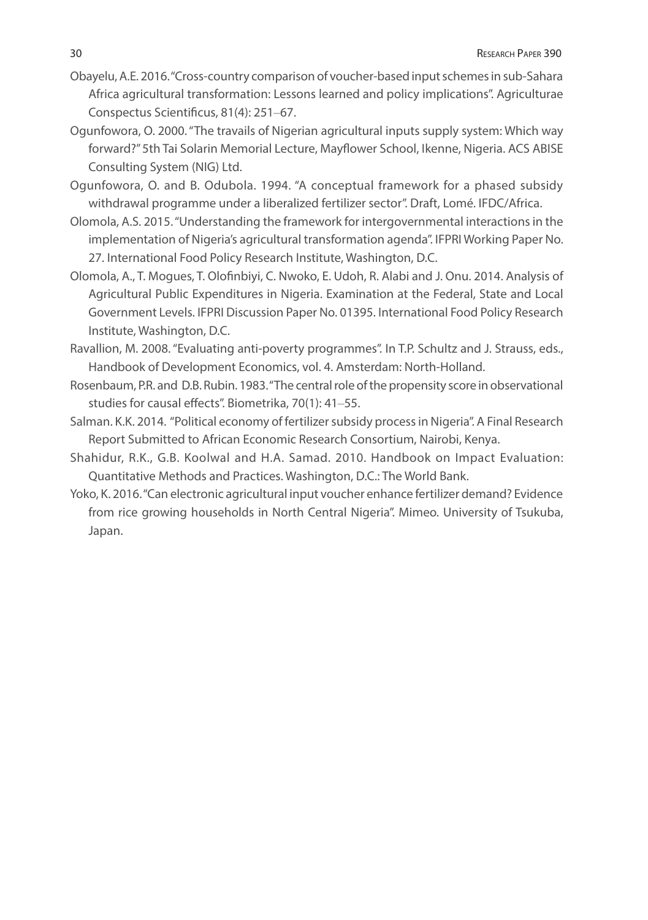Obayelu, A.E. 2016. "Cross-country comparison of voucher-based input schemes in sub-Sahara Africa agricultural transformation: Lessons learned and policy implications". Agriculturae Conspectus Scientificus, 81(4): 251–67.

Ogunfowora, O. 2000. "The travails of Nigerian agricultural inputs supply system: Which way forward?" 5th Tai Solarin Memorial Lecture, Mayflower School, Ikenne, Nigeria. ACS ABISE Consulting System (NIG) Ltd.

Ogunfowora, O. and B. Odubola. 1994. "A conceptual framework for a phased subsidy withdrawal programme under a liberalized fertilizer sector". Draft, Lomé. IFDC/Africa.

Olomola, A.S. 2015. "Understanding the framework for intergovernmental interactions in the implementation of Nigeria's agricultural transformation agenda". IFPRI Working Paper No. 27. International Food Policy Research Institute, Washington, D.C.

Olomola, A., T. Mogues, T. Olofinbiyi, C. Nwoko, E. Udoh, R. Alabi and J. Onu. 2014. Analysis of Agricultural Public Expenditures in Nigeria. Examination at the Federal, State and Local Government Levels. IFPRI Discussion Paper No. 01395. International Food Policy Research Institute, Washington, D.C.

Ravallion, M. 2008. "Evaluating anti-poverty programmes". In T.P. Schultz and J. Strauss, eds., Handbook of Development Economics, vol. 4. Amsterdam: North-Holland.

Rosenbaum, P.R. and D.B. Rubin. 1983. "The central role of the propensity score in observational studies for causal effects". Biometrika, 70(1): 41–55.

Salman. K.K. 2014. "Political economy of fertilizer subsidy process in Nigeria". A Final Research Report Submitted to African Economic Research Consortium, Nairobi, Kenya.

Shahidur, R.K., G.B. Koolwal and H.A. Samad. 2010. Handbook on Impact Evaluation: Quantitative Methods and Practices. Washington, D.C.: The World Bank.

Yoko, K. 2016. "Can electronic agricultural input voucher enhance fertilizer demand? Evidence from rice growing households in North Central Nigeria". Mimeo. University of Tsukuba, Japan.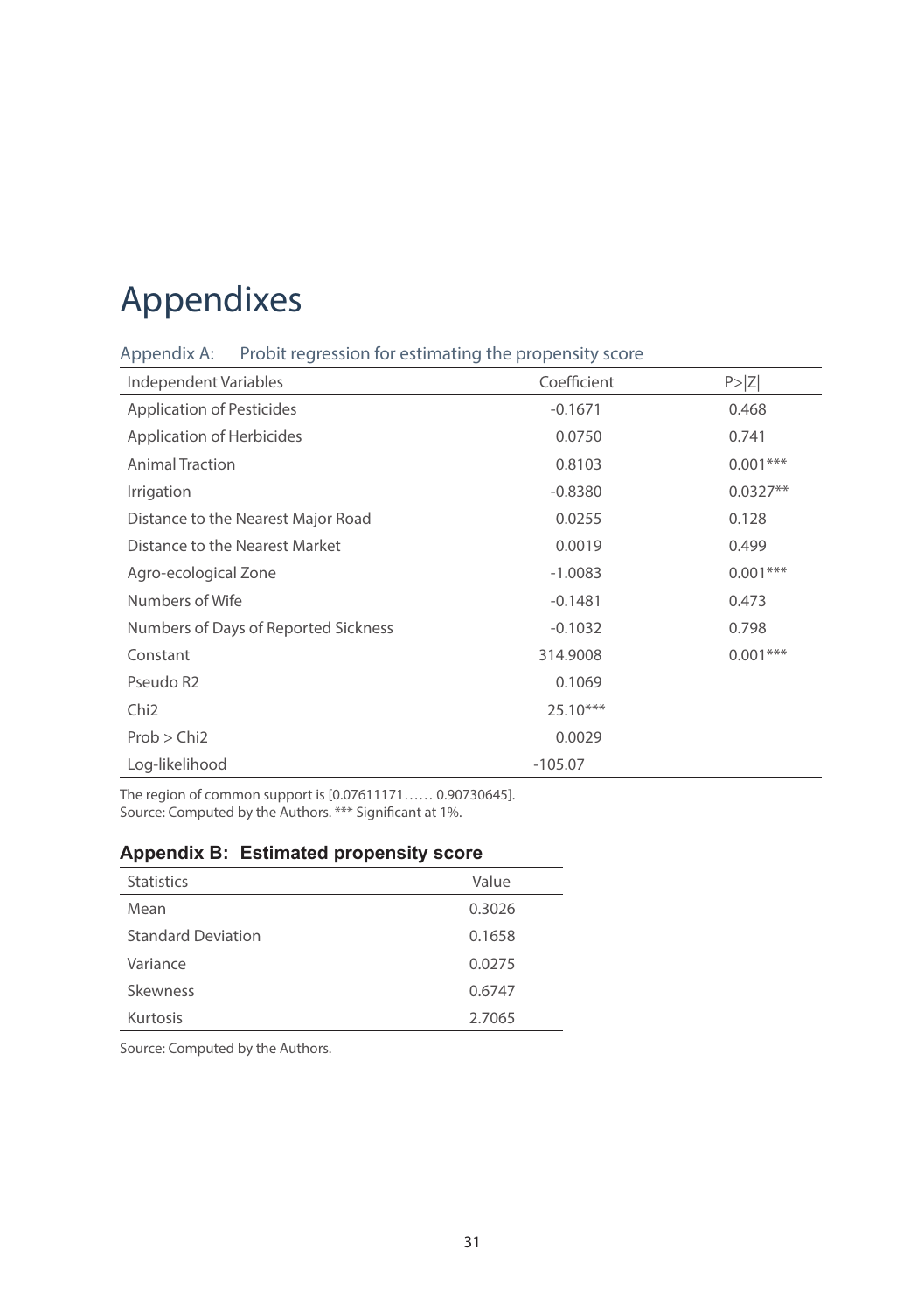# Appendixes

## Appendix A: Probit regression for estimating the propensity score

| Independent Variables | Coefficient | P>\|Z\| |
|---|---|---|
| Application of Pesticides | -0.1671 | 0.468 |
| Application of Herbicides | 0.0750 | 0.741 |
| Animal Traction | 0.8103 | 0.001*** |
| Irrigation | -0.8380 | 0.0327** |
| Distance to the Nearest Major Road | 0.0255 | 0.128 |
| Distance to the Nearest Market | 0.0019 | 0.499 |
| Agro-ecological Zone | -1.0083 | 0.001*** |
| Numbers of Wife | -0.1481 | 0.473 |
| Numbers of Days of Reported Sickness | -0.1032 | 0.798 |
| Constant | 314.9008 | 0.001*** |
| Pseudo R2 | 0.1069 | |
| Chi2 | 25.10*** | |
| Prob > Chi2 | 0.0029 | |
| Log-likelihood | -105.07 | |

The region of common support is [0.07611171…… 0.90730645].
Source: Computed by the Authors. *** Significant at 1%.

## Appendix B: Estimated propensity score

| Statistics | Value |
|---|---|
| Mean | 0.3026 |
| Standard Deviation | 0.1658 |
| Variance | 0.0275 |
| Skewness | 0.6747 |
| Kurtosis | 2.7065 |

Source: Computed by the Authors.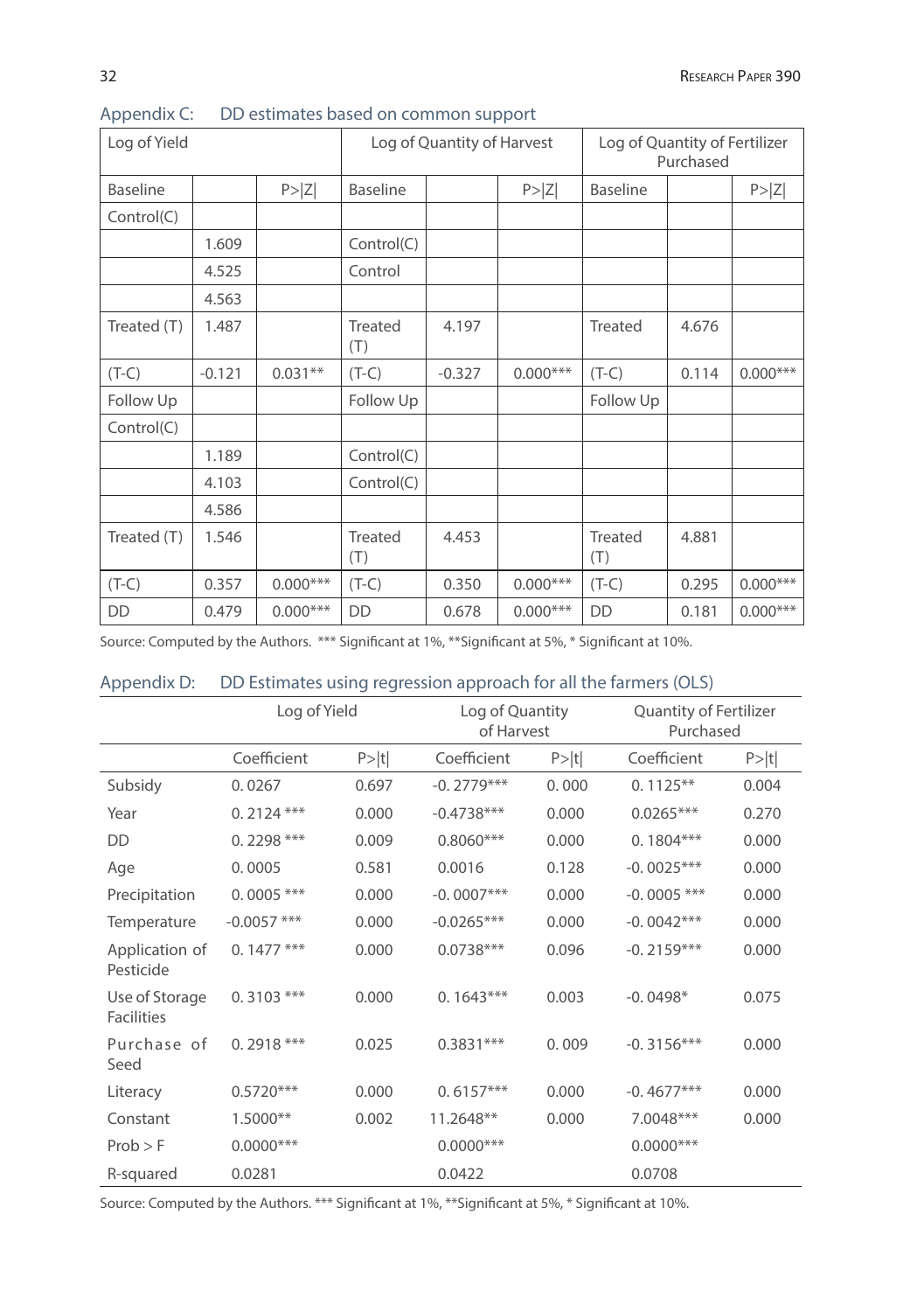## Appendix C: DD estimates based on common support

| Log of Yield | | | Log of Quantity of Harvest | | | Log of Quantity of Fertilizer Purchased | | |
|---|---|---|---|---|---|---|---|---|
| Baseline | | P>\|Z\| | Baseline | | P>\|Z\| | Baseline | | P>\|Z\| |
| Control(C) | | | | | | | | |
| | 1.609 | | Control(C) | | | | | |
| | 4.525 | | Control | | | | | |
| | 4.563 | | | | | | | |
| Treated (T) | 1.487 | | Treated (T) | 4.197 | | Treated | 4.676 | |
| (T-C) | -0.121 | 0.031** | (T-C) | -0.327 | 0.000*** | (T-C) | 0.114 | 0.000*** |
| Follow Up | | | Follow Up | | | Follow Up | | |
| Control(C) | | | | | | | | |
| | 1.189 | | Control(C) | | | | | |
| | 4.103 | | Control(C) | | | | | |
| | 4.586 | | | | | | | |
| Treated (T) | 1.546 | | Treated (T) | 4.453 | | Treated (T) | 4.881 | |
| (T-C) | 0.357 | 0.000*** | (T-C) | 0.350 | 0.000*** | (T-C) | 0.295 | 0.000*** |
| DD | 0.479 | 0.000*** | DD | 0.678 | 0.000*** | DD | 0.181 | 0.000*** |

Source: Computed by the Authors. *** Significant at 1%, **Significant at 5%, * Significant at 10%.

## Appendix D: DD Estimates using regression approach for all the farmers (OLS)

| | Log of Yield | | Log of Quantity of Harvest | | Quantity of Fertilizer Purchased | |
|---|---|---|---|---|---|---|
| | Coefficient | P>\|t\| | Coefficient | P>\|t\| | Coefficient | P>\|t\| |
| Subsidy | 0. 0267 | 0.697 | -0. 2779*** | 0. 000 | 0. 1125** | 0.004 |
| Year | 0. 2124 *** | 0.000 | -0.4738*** | 0.000 | 0.0265*** | 0.270 |
| DD | 0. 2298 *** | 0.009 | 0.8060*** | 0.000 | 0. 1804*** | 0.000 |
| Age | 0. 0005 | 0.581 | 0.0016 | 0.128 | -0. 0025*** | 0.000 |
| Precipitation | 0. 0005 *** | 0.000 | -0. 0007*** | 0.000 | -0. 0005 *** | 0.000 |
| Temperature | -0.0057 *** | 0.000 | -0.0265*** | 0.000 | -0. 0042*** | 0.000 |
| Application of Pesticide | 0. 1477 *** | 0.000 | 0.0738*** | 0.096 | -0. 2159*** | 0.000 |
| Use of Storage Facilities | 0. 3103 *** | 0.000 | 0. 1643*** | 0.003 | -0. 0498* | 0.075 |
| Purchase of Seed | 0. 2918 *** | 0.025 | 0.3831*** | 0. 009 | -0. 3156*** | 0.000 |
| Literacy | 0.5720*** | 0.000 | 0. 6157*** | 0.000 | -0. 4677*** | 0.000 |
| Constant | 1.5000** | 0.002 | 11.2648** | 0.000 | 7.0048*** | 0.000 |
| Prob > F | 0.0000*** | | 0.0000*** | | 0.0000*** | |
| R-squared | 0.0281 | | 0.0422 | | 0.0708 | |

Source: Computed by the Authors. *** Significant at 1%, **Significant at 5%, * Significant at 10%.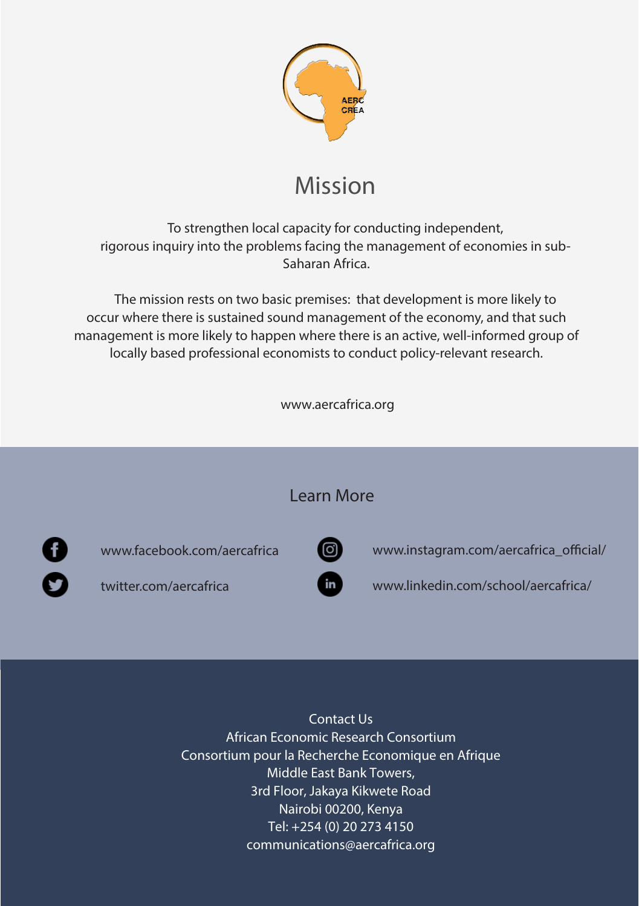AERC
CREA

## Mission

To strengthen local capacity for conducting independent, rigorous inquiry into the problems facing the management of economies in sub-Saharan Africa.

The mission rests on two basic premises: that development is more likely to occur where there is sustained sound management of the economy, and that such management is more likely to happen where there is an active, well-informed group of locally based professional economists to conduct policy-relevant research.

www.aercafrica.org

## Learn More

www.facebook.com/aercafrica

twitter.com/aercafrica

www.instagram.com/aercafrica_official/

www.linkedin.com/school/aercafrica/

Contact Us
African Economic Research Consortium
Consortium pour la Recherche Economique en Afrique
Middle East Bank Towers,
3rd Floor, Jakaya Kikwete Road
Nairobi 00200, Kenya
Tel: +254 (0) 20 273 4150
communications@aercafrica.org